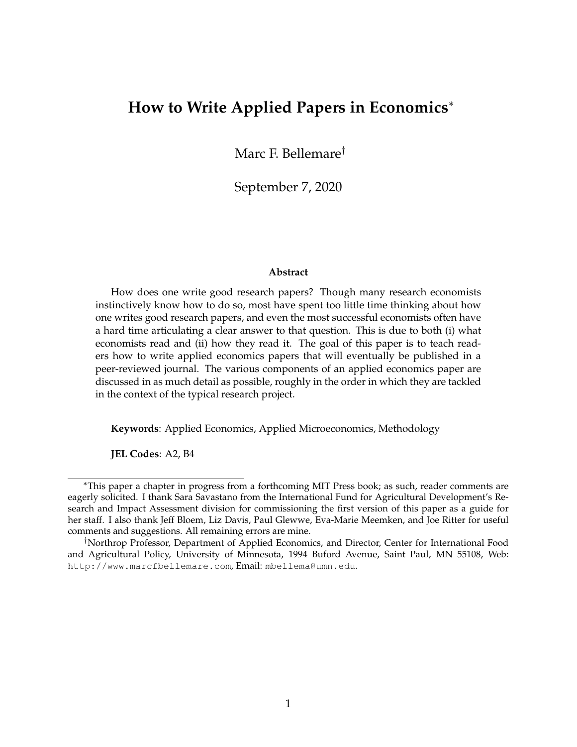# How to Write Applied Papers in Economics*

Marc F. Bellemare†

September 7, 2020

**Abstract**

How does one write good research papers? Though many research economists instinctively know how to do so, most have spent too little time thinking about how one writes good research papers, and even the most successful economists often have a hard time articulating a clear answer to that question. This is due to both (i) what economists read and (ii) how they read it. The goal of this paper is to teach readers how to write applied economics papers that will eventually be published in a peer-reviewed journal. The various components of an applied economics paper are discussed in as much detail as possible, roughly in the order in which they are tackled in the context of the typical research project.

**Keywords**: Applied Economics, Applied Microeconomics, Methodology

**JEL Codes**: A2, B4

---

*This paper a chapter in progress from a forthcoming MIT Press book; as such, reader comments are eagerly solicited. I thank Sara Savastano from the International Fund for Agricultural Development's Research and Impact Assessment division for commissioning the first version of this paper as a guide for her staff. I also thank Jeff Bloem, Liz Davis, Paul Glewwe, Eva-Marie Meemken, and Joe Ritter for useful comments and suggestions. All remaining errors are mine.

†Northrop Professor, Department of Applied Economics, and Director, Center for International Food and Agricultural Policy, University of Minnesota, 1994 Buford Avenue, Saint Paul, MN 55108, Web: http://www.marcfbellemare.com, Email: mbellema@umn.edu.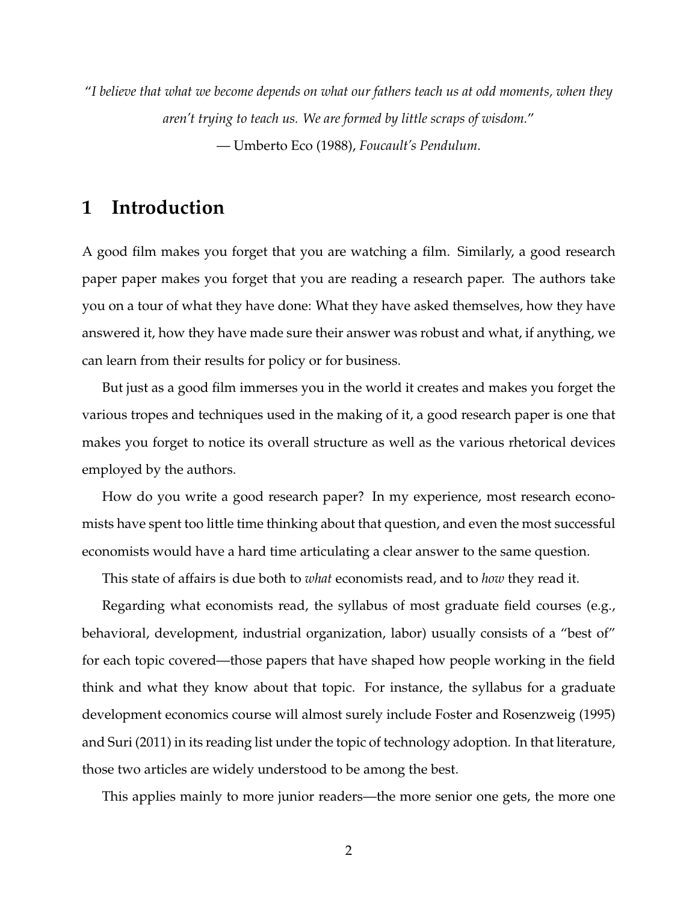*"I believe that what we become depends on what our fathers teach us at odd moments, when they aren't trying to teach us. We are formed by little scraps of wisdom."*

— Umberto Eco (1988), *Foucault's Pendulum*.

# 1 Introduction

A good film makes you forget that you are watching a film. Similarly, a good research paper paper makes you forget that you are reading a research paper. The authors take you on a tour of what they have done: What they have asked themselves, how they have answered it, how they have made sure their answer was robust and what, if anything, we can learn from their results for policy or for business.

But just as a good film immerses you in the world it creates and makes you forget the various tropes and techniques used in the making of it, a good research paper is one that makes you forget to notice its overall structure as well as the various rhetorical devices employed by the authors.

How do you write a good research paper? In my experience, most research economists have spent too little time thinking about that question, and even the most successful economists would have a hard time articulating a clear answer to the same question.

This state of affairs is due both to *what* economists read, and to *how* they read it.

Regarding what economists read, the syllabus of most graduate field courses (e.g., behavioral, development, industrial organization, labor) usually consists of a "best of" for each topic covered—those papers that have shaped how people working in the field think and what they know about that topic. For instance, the syllabus for a graduate development economics course will almost surely include Foster and Rosenzweig (1995) and Suri (2011) in its reading list under the topic of technology adoption. In that literature, those two articles are widely understood to be among the best.

This applies mainly to more junior readers—the more senior one gets, the more one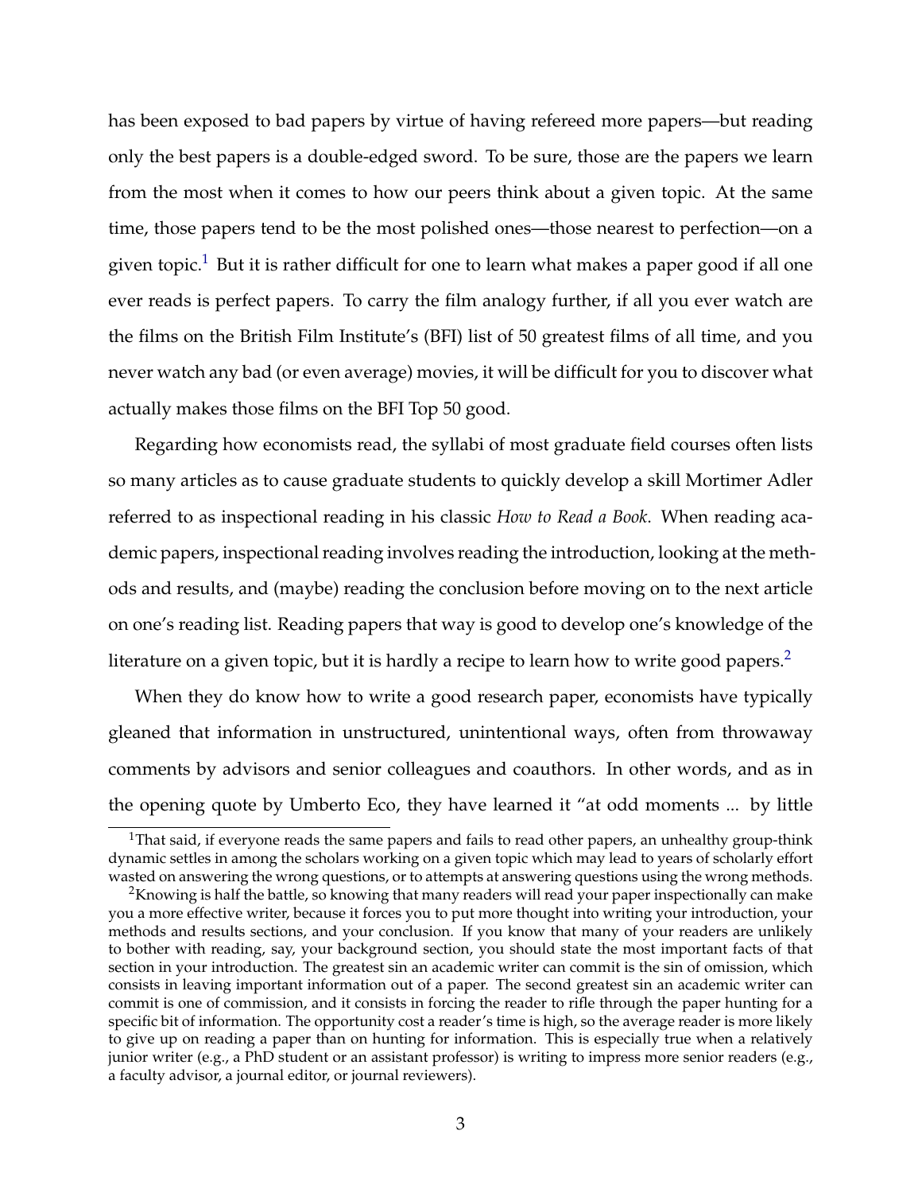has been exposed to bad papers by virtue of having refereed more papers—but reading only the best papers is a double-edged sword. To be sure, those are the papers we learn from the most when it comes to how our peers think about a given topic. At the same time, those papers tend to be the most polished ones—those nearest to perfection—on a given topic.[1] But it is rather difficult for one to learn what makes a paper good if all one ever reads is perfect papers. To carry the film analogy further, if all you ever watch are the films on the British Film Institute's (BFI) list of 50 greatest films of all time, and you never watch any bad (or even average) movies, it will be difficult for you to discover what actually makes those films on the BFI Top 50 good.

Regarding how economists read, the syllabi of most graduate field courses often lists so many articles as to cause graduate students to quickly develop a skill Mortimer Adler referred to as inspectional reading in his classic *How to Read a Book*. When reading academic papers, inspectional reading involves reading the introduction, looking at the methods and results, and (maybe) reading the conclusion before moving on to the next article on one's reading list. Reading papers that way is good to develop one's knowledge of the literature on a given topic, but it is hardly a recipe to learn how to write good papers.[2]

When they do know how to write a good research paper, economists have typically gleaned that information in unstructured, unintentional ways, often from throwaway comments by advisors and senior colleagues and coauthors. In other words, and as in the opening quote by Umberto Eco, they have learned it "at odd moments ... by little

[1] That said, if everyone reads the same papers and fails to read other papers, an unhealthy group-think dynamic settles in among the scholars working on a given topic which may lead to years of scholarly effort wasted on answering the wrong questions, or to attempts at answering questions using the wrong methods.

[2] Knowing is half the battle, so knowing that many readers will read your paper inspectionally can make you a more effective writer, because it forces you to put more thought into writing your introduction, your methods and results sections, and your conclusion. If you know that many of your readers are unlikely to bother with reading, say, your background section, you should state the most important facts of that section in your introduction. The greatest sin an academic writer can commit is the sin of omission, which consists in leaving important information out of a paper. The second greatest sin an academic writer can commit is one of commission, and it consists in forcing the reader to rifle through the paper hunting for a specific bit of information. The opportunity cost a reader's time is high, so the average reader is more likely to give up on reading a paper than on hunting for information. This is especially true when a relatively junior writer (e.g., a PhD student or an assistant professor) is writing to impress more senior readers (e.g., a faculty advisor, a journal editor, or journal reviewers).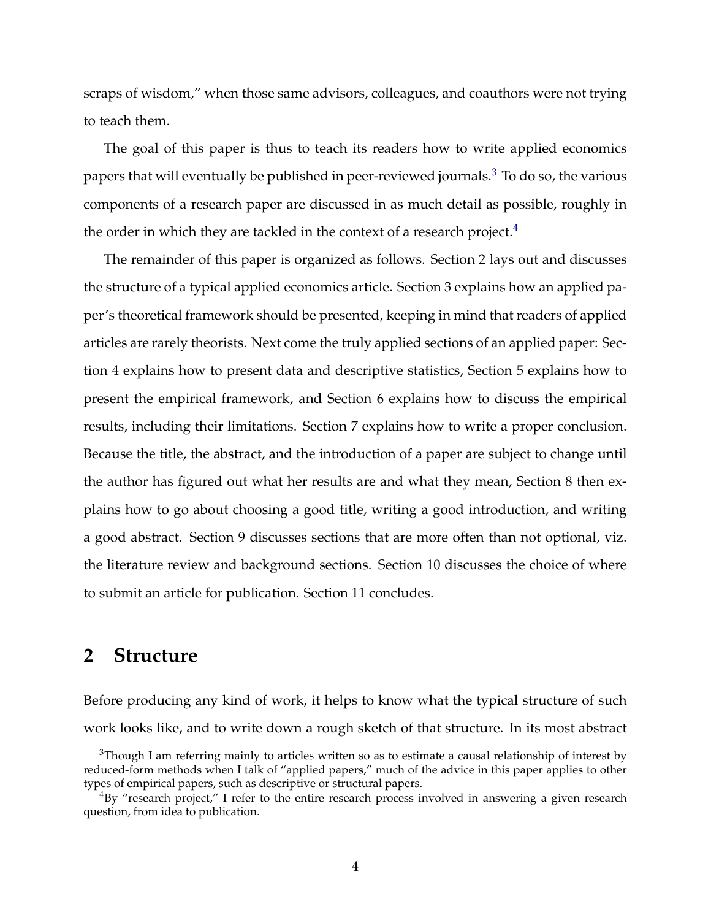scraps of wisdom," when those same advisors, colleagues, and coauthors were not trying to teach them.

The goal of this paper is thus to teach its readers how to write applied economics papers that will eventually be published in peer-reviewed journals.[3] To do so, the various components of a research paper are discussed in as much detail as possible, roughly in the order in which they are tackled in the context of a research project.[4]

The remainder of this paper is organized as follows. Section 2 lays out and discusses the structure of a typical applied economics article. Section 3 explains how an applied paper's theoretical framework should be presented, keeping in mind that readers of applied articles are rarely theorists. Next come the truly applied sections of an applied paper: Section 4 explains how to present data and descriptive statistics, Section 5 explains how to present the empirical framework, and Section 6 explains how to discuss the empirical results, including their limitations. Section 7 explains how to write a proper conclusion. Because the title, the abstract, and the introduction of a paper are subject to change until the author has figured out what her results are and what they mean, Section 8 then explains how to go about choosing a good title, writing a good introduction, and writing a good abstract. Section 9 discusses sections that are more often than not optional, viz. the literature review and background sections. Section 10 discusses the choice of where to submit an article for publication. Section 11 concludes.

## 2 Structure

Before producing any kind of work, it helps to know what the typical structure of such work looks like, and to write down a rough sketch of that structure. In its most abstract

[3] Though I am referring mainly to articles written so as to estimate a causal relationship of interest by reduced-form methods when I talk of "applied papers," much of the advice in this paper applies to other types of empirical papers, such as descriptive or structural papers.

[4] By "research project," I refer to the entire research process involved in answering a given research question, from idea to publication.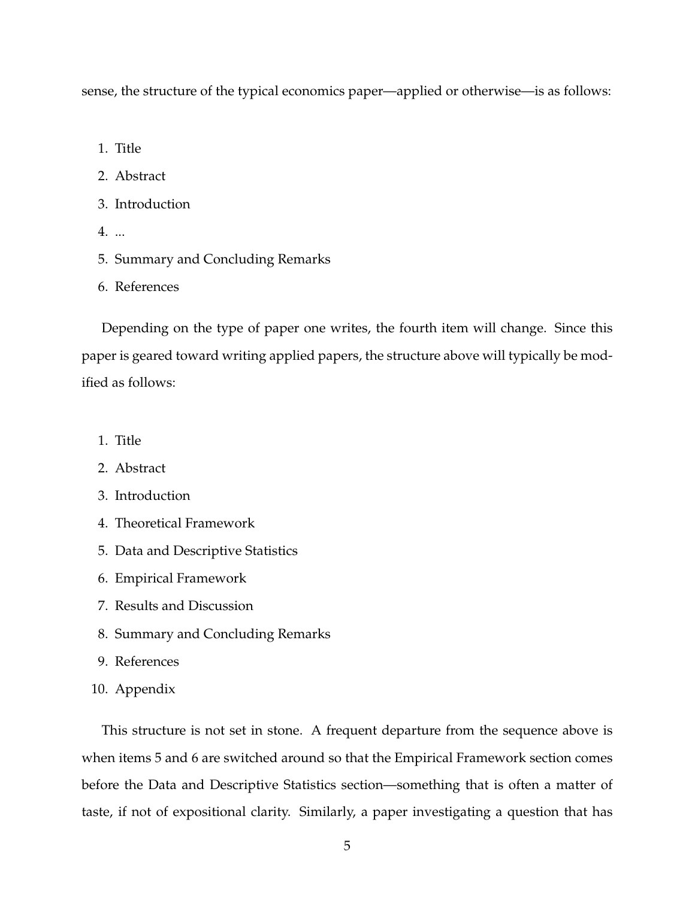sense, the structure of the typical economics paper—applied or otherwise—is as follows:

1. Title
2. Abstract
3. Introduction
4. ...
5. Summary and Concluding Remarks
6. References

Depending on the type of paper one writes, the fourth item will change. Since this paper is geared toward writing applied papers, the structure above will typically be modified as follows:

1. Title
2. Abstract
3. Introduction
4. Theoretical Framework
5. Data and Descriptive Statistics
6. Empirical Framework
7. Results and Discussion
8. Summary and Concluding Remarks
9. References
10. Appendix

This structure is not set in stone. A frequent departure from the sequence above is when items 5 and 6 are switched around so that the Empirical Framework section comes before the Data and Descriptive Statistics section—something that is often a matter of taste, if not of expositional clarity. Similarly, a paper investigating a question that has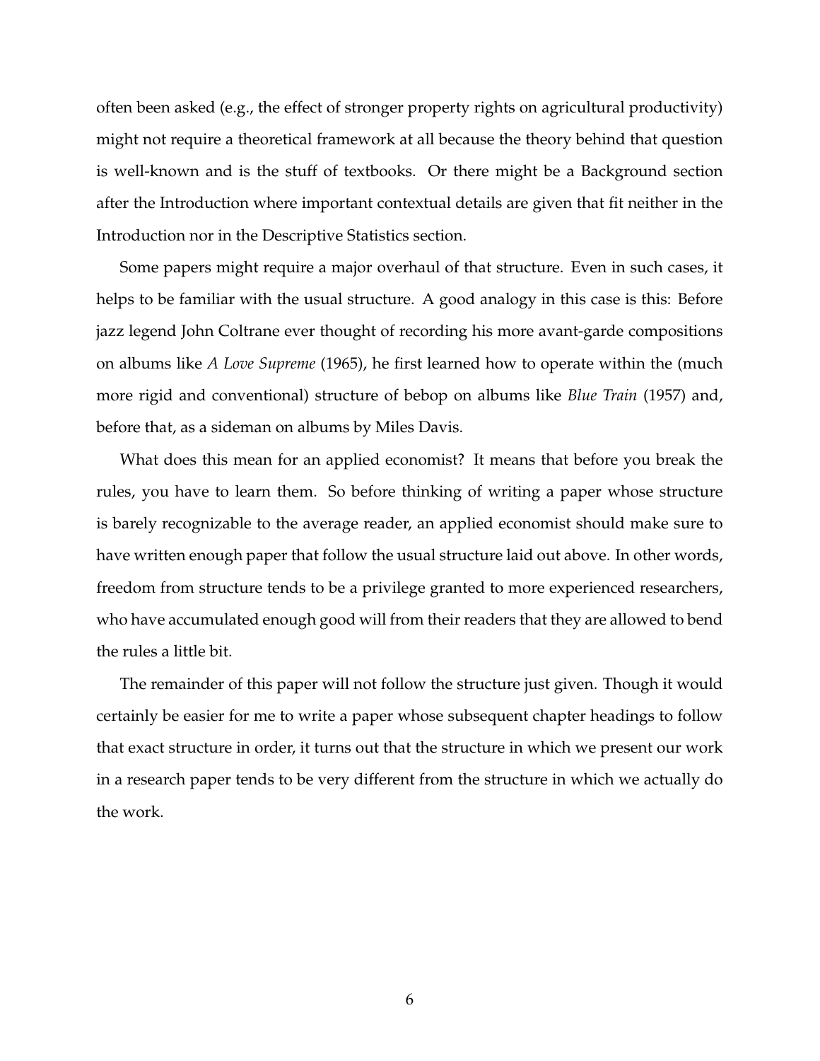often been asked (e.g., the effect of stronger property rights on agricultural productivity) might not require a theoretical framework at all because the theory behind that question is well-known and is the stuff of textbooks. Or there might be a Background section after the Introduction where important contextual details are given that fit neither in the Introduction nor in the Descriptive Statistics section.

Some papers might require a major overhaul of that structure. Even in such cases, it helps to be familiar with the usual structure. A good analogy in this case is this: Before jazz legend John Coltrane ever thought of recording his more avant-garde compositions on albums like *A Love Supreme* (1965), he first learned how to operate within the (much more rigid and conventional) structure of bebop on albums like *Blue Train* (1957) and, before that, as a sideman on albums by Miles Davis.

What does this mean for an applied economist? It means that before you break the rules, you have to learn them. So before thinking of writing a paper whose structure is barely recognizable to the average reader, an applied economist should make sure to have written enough paper that follow the usual structure laid out above. In other words, freedom from structure tends to be a privilege granted to more experienced researchers, who have accumulated enough good will from their readers that they are allowed to bend the rules a little bit.

The remainder of this paper will not follow the structure just given. Though it would certainly be easier for me to write a paper whose subsequent chapter headings to follow that exact structure in order, it turns out that the structure in which we present our work in a research paper tends to be very different from the structure in which we actually do the work.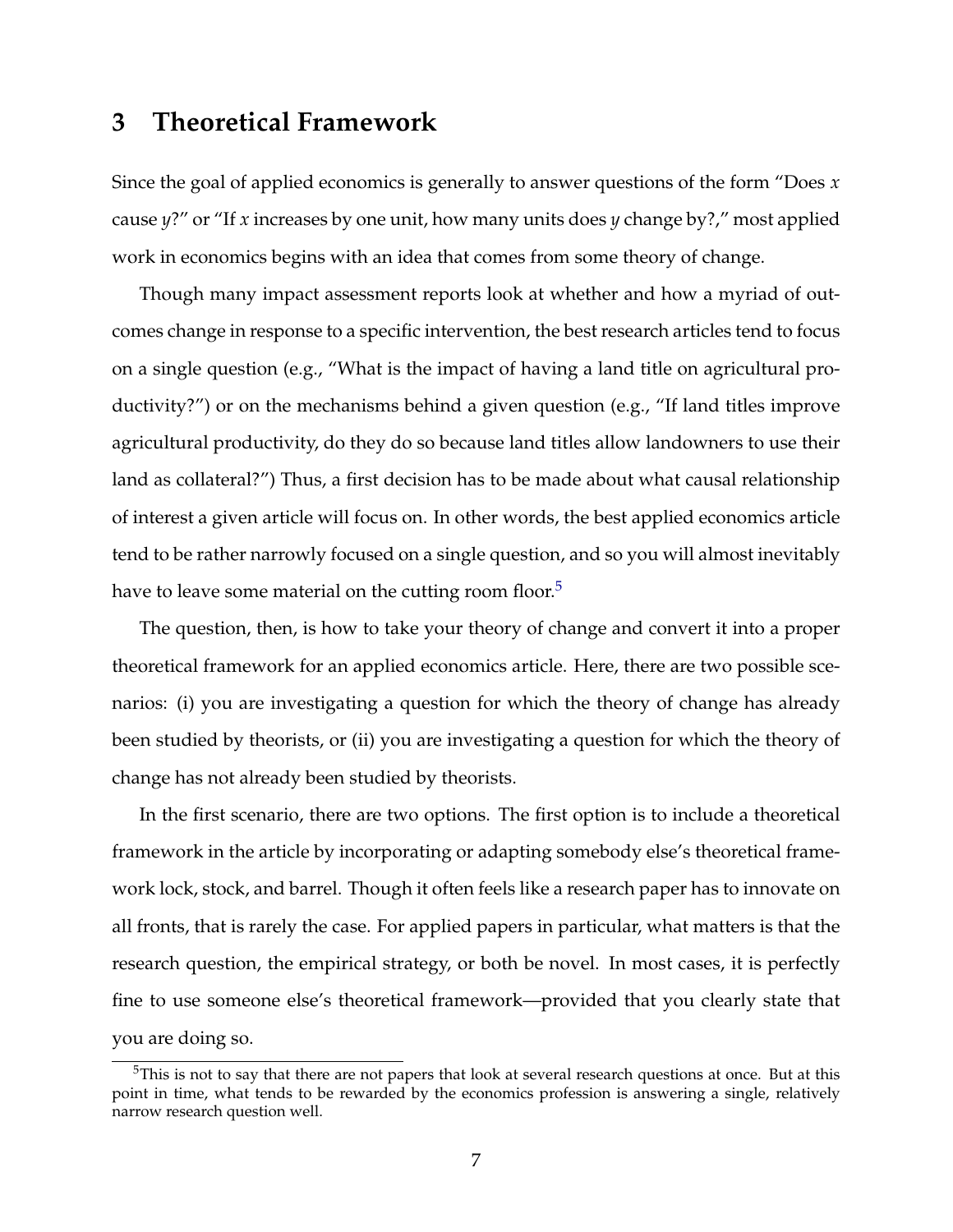## 3 Theoretical Framework

Since the goal of applied economics is generally to answer questions of the form "Does $x$ cause $y$?" or "If $x$ increases by one unit, how many units does $y$ change by?," most applied work in economics begins with an idea that comes from some theory of change.

Though many impact assessment reports look at whether and how a myriad of outcomes change in response to a specific intervention, the best research articles tend to focus on a single question (e.g., "What is the impact of having a land title on agricultural productivity?") or on the mechanisms behind a given question (e.g., "If land titles improve agricultural productivity, do they do so because land titles allow landowners to use their land as collateral?") Thus, a first decision has to be made about what causal relationship of interest a given article will focus on. In other words, the best applied economics article tend to be rather narrowly focused on a single question, and so you will almost inevitably have to leave some material on the cutting room floor.[5]

The question, then, is how to take your theory of change and convert it into a proper theoretical framework for an applied economics article. Here, there are two possible scenarios: (i) you are investigating a question for which the theory of change has already been studied by theorists, or (ii) you are investigating a question for which the theory of change has not already been studied by theorists.

In the first scenario, there are two options. The first option is to include a theoretical framework in the article by incorporating or adapting somebody else's theoretical framework lock, stock, and barrel. Though it often feels like a research paper has to innovate on all fronts, that is rarely the case. For applied papers in particular, what matters is that the research question, the empirical strategy, or both be novel. In most cases, it is perfectly fine to use someone else's theoretical framework—provided that you clearly state that you are doing so.

[5] This is not to say that there are not papers that look at several research questions at once. But at this point in time, what tends to be rewarded by the economics profession is answering a single, relatively narrow research question well.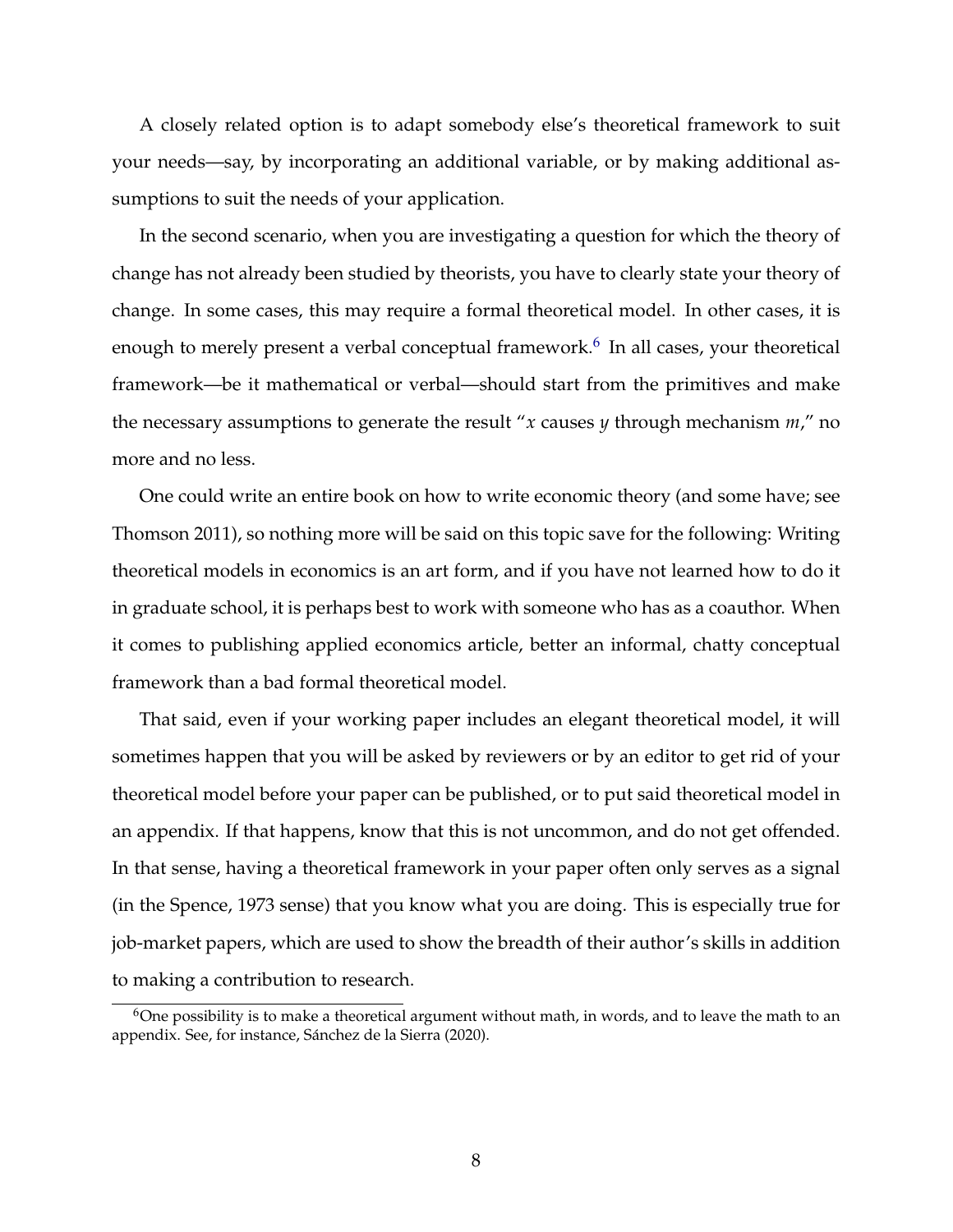A closely related option is to adapt somebody else's theoretical framework to suit your needs—say, by incorporating an additional variable, or by making additional assumptions to suit the needs of your application.

In the second scenario, when you are investigating a question for which the theory of change has not already been studied by theorists, you have to clearly state your theory of change. In some cases, this may require a formal theoretical model. In other cases, it is enough to merely present a verbal conceptual framework.[6] In all cases, your theoretical framework—be it mathematical or verbal—should start from the primitives and make the necessary assumptions to generate the result "$x$ causes $y$ through mechanism $m$," no more and no less.

One could write an entire book on how to write economic theory (and some have; see Thomson 2011), so nothing more will be said on this topic save for the following: Writing theoretical models in economics is an art form, and if you have not learned how to do it in graduate school, it is perhaps best to work with someone who has as a coauthor. When it comes to publishing applied economics article, better an informal, chatty conceptual framework than a bad formal theoretical model.

That said, even if your working paper includes an elegant theoretical model, it will sometimes happen that you will be asked by reviewers or by an editor to get rid of your theoretical model before your paper can be published, or to put said theoretical model in an appendix. If that happens, know that this is not uncommon, and do not get offended. In that sense, having a theoretical framework in your paper often only serves as a signal (in the Spence, 1973 sense) that you know what you are doing. This is especially true for job-market papers, which are used to show the breadth of their author's skills in addition to making a contribution to research.

[6] One possibility is to make a theoretical argument without math, in words, and to leave the math to an appendix. See, for instance, Sánchez de la Sierra (2020).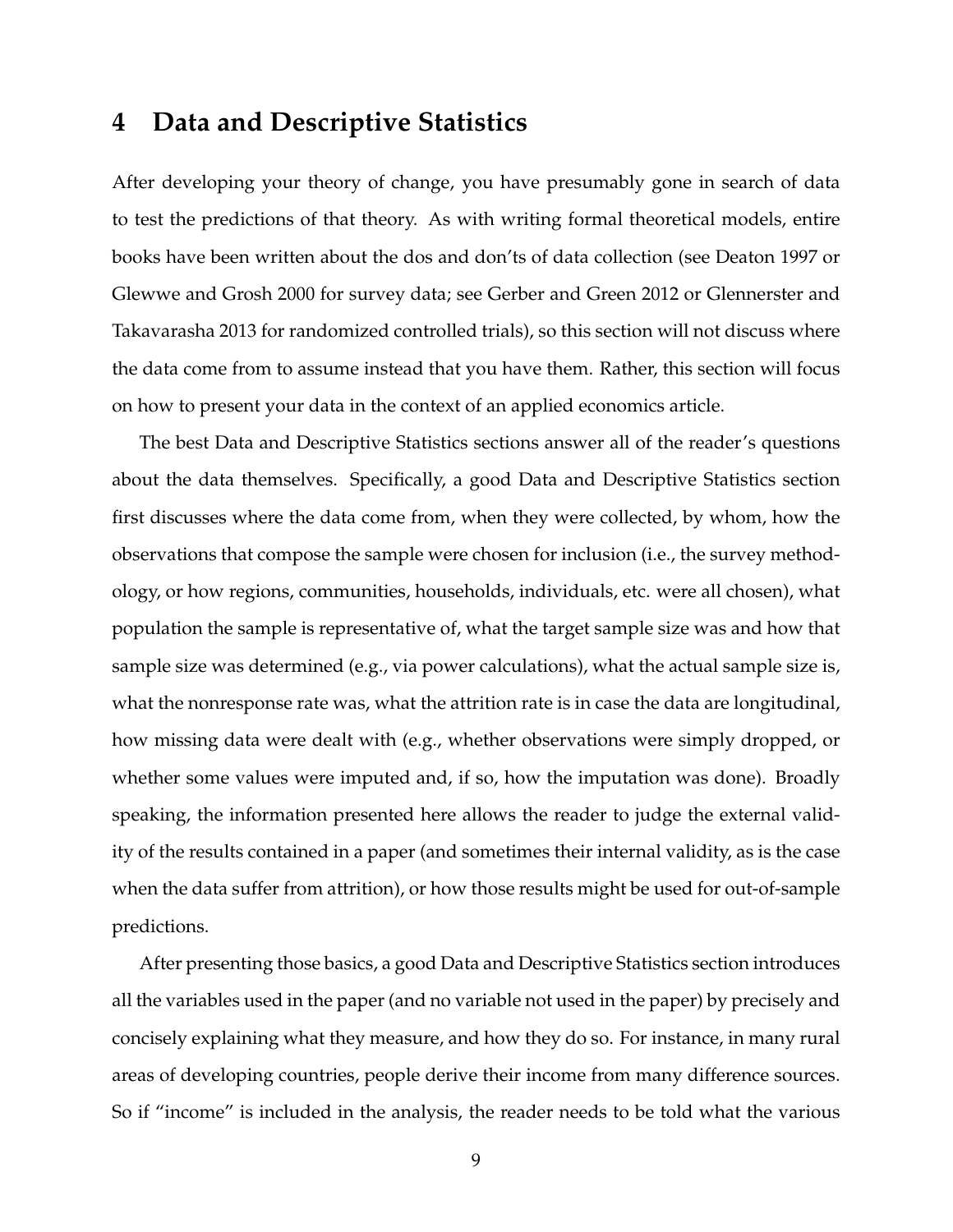## 4 Data and Descriptive Statistics

After developing your theory of change, you have presumably gone in search of data to test the predictions of that theory. As with writing formal theoretical models, entire books have been written about the dos and don'ts of data collection (see Deaton 1997 or Glewwe and Grosh 2000 for survey data; see Gerber and Green 2012 or Glennerster and Takavarasha 2013 for randomized controlled trials), so this section will not discuss where the data come from to assume instead that you have them. Rather, this section will focus on how to present your data in the context of an applied economics article.

The best Data and Descriptive Statistics sections answer all of the reader's questions about the data themselves. Specifically, a good Data and Descriptive Statistics section first discusses where the data come from, when they were collected, by whom, how the observations that compose the sample were chosen for inclusion (i.e., the survey methodology, or how regions, communities, households, individuals, etc. were all chosen), what population the sample is representative of, what the target sample size was and how that sample size was determined (e.g., via power calculations), what the actual sample size is, what the nonresponse rate was, what the attrition rate is in case the data are longitudinal, how missing data were dealt with (e.g., whether observations were simply dropped, or whether some values were imputed and, if so, how the imputation was done). Broadly speaking, the information presented here allows the reader to judge the external validity of the results contained in a paper (and sometimes their internal validity, as is the case when the data suffer from attrition), or how those results might be used for out-of-sample predictions.

After presenting those basics, a good Data and Descriptive Statistics section introduces all the variables used in the paper (and no variable not used in the paper) by precisely and concisely explaining what they measure, and how they do so. For instance, in many rural areas of developing countries, people derive their income from many difference sources. So if "income" is included in the analysis, the reader needs to be told what the various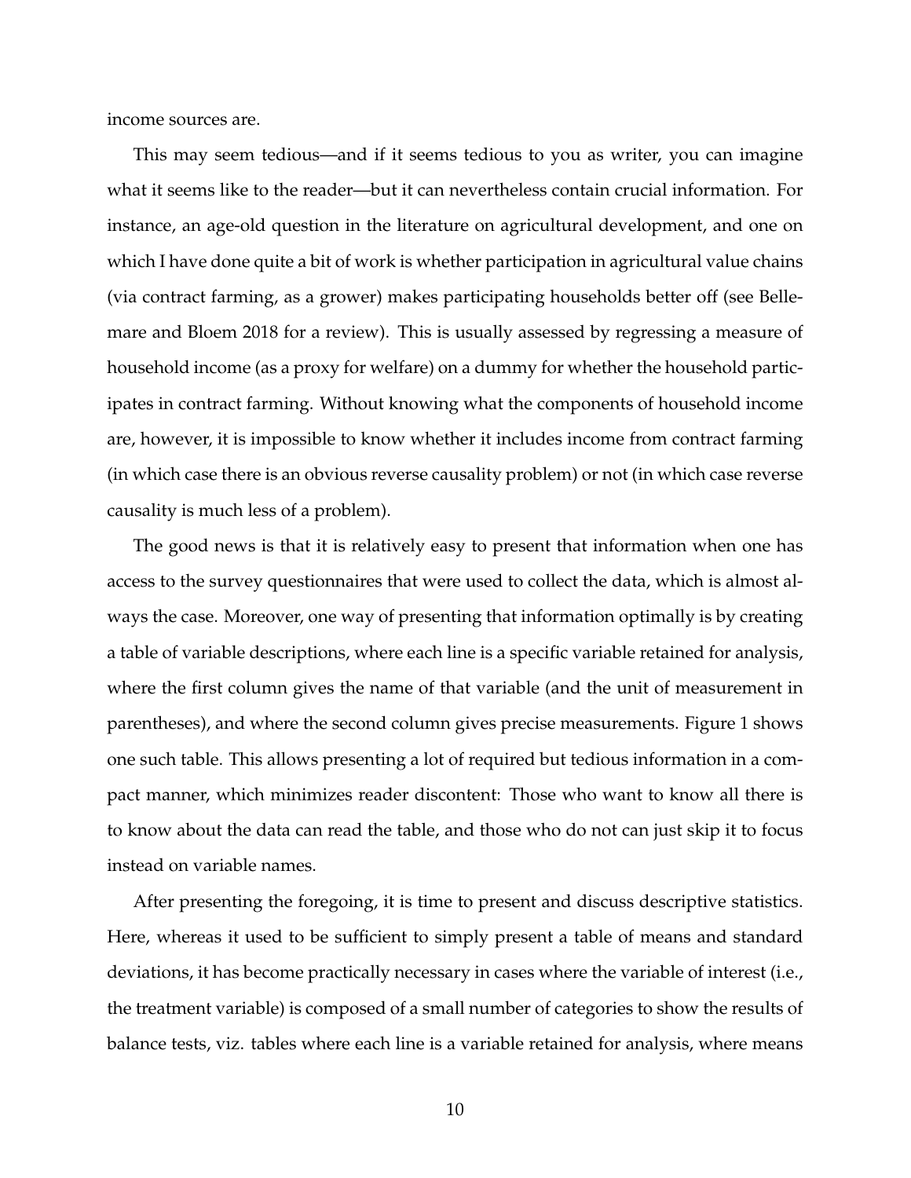income sources are.

This may seem tedious—and if it seems tedious to you as writer, you can imagine what it seems like to the reader—but it can nevertheless contain crucial information. For instance, an age-old question in the literature on agricultural development, and one on which I have done quite a bit of work is whether participation in agricultural value chains (via contract farming, as a grower) makes participating households better off (see Bellemare and Bloem 2018 for a review). This is usually assessed by regressing a measure of household income (as a proxy for welfare) on a dummy for whether the household participates in contract farming. Without knowing what the components of household income are, however, it is impossible to know whether it includes income from contract farming (in which case there is an obvious reverse causality problem) or not (in which case reverse causality is much less of a problem).

The good news is that it is relatively easy to present that information when one has access to the survey questionnaires that were used to collect the data, which is almost always the case. Moreover, one way of presenting that information optimally is by creating a table of variable descriptions, where each line is a specific variable retained for analysis, where the first column gives the name of that variable (and the unit of measurement in parentheses), and where the second column gives precise measurements. Figure 1 shows one such table. This allows presenting a lot of required but tedious information in a compact manner, which minimizes reader discontent: Those who want to know all there is to know about the data can read the table, and those who do not can just skip it to focus instead on variable names.

After presenting the foregoing, it is time to present and discuss descriptive statistics. Here, whereas it used to be sufficient to simply present a table of means and standard deviations, it has become practically necessary in cases where the variable of interest (i.e., the treatment variable) is composed of a small number of categories to show the results of balance tests, viz. tables where each line is a variable retained for analysis, where means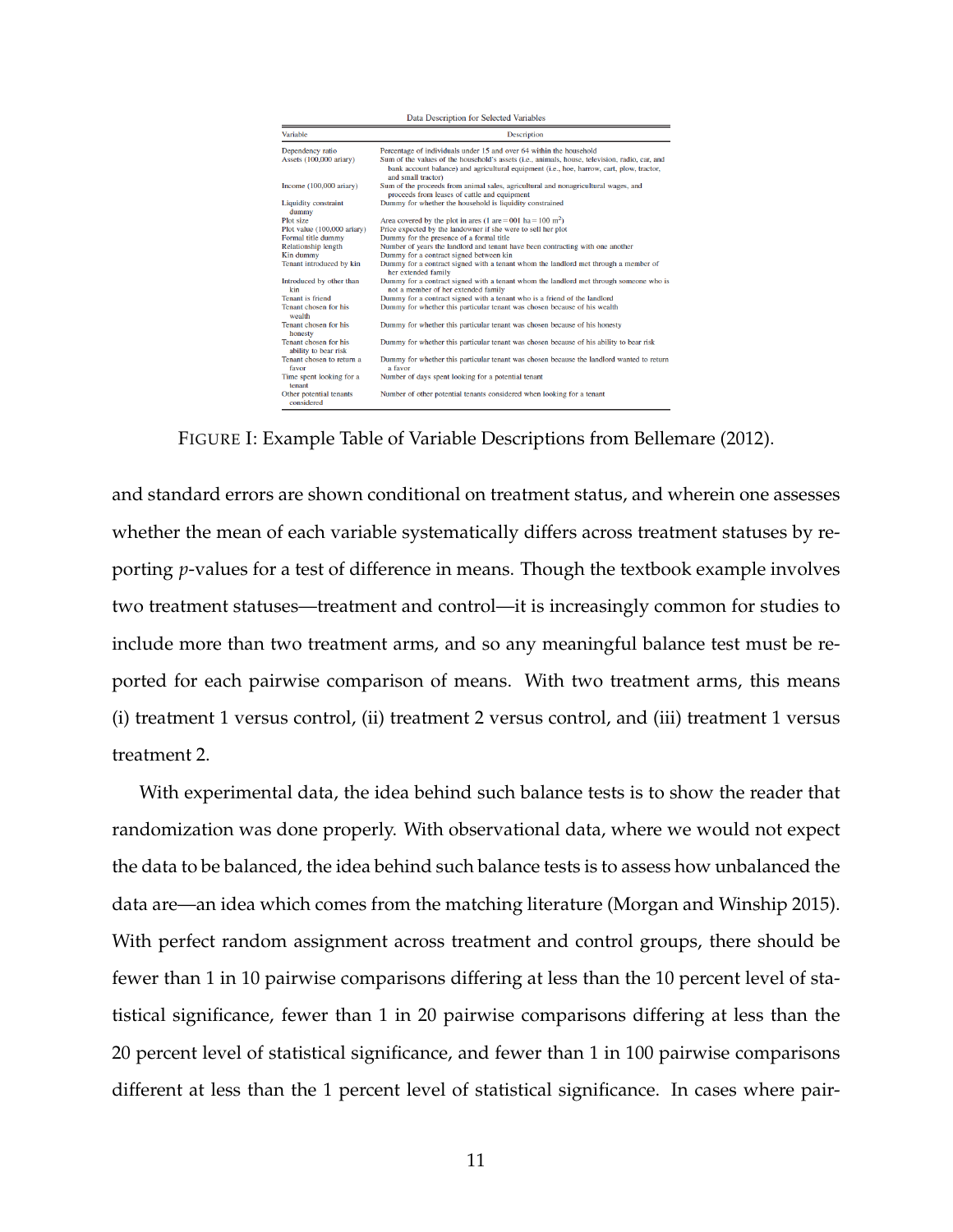Data Description for Selected Variables

| Variable | Description |
| --- | --- |
| Dependency ratio | Percentage of individuals under 15 and over 64 within the household |
| Assets (100,000 ariary) | Sum of the values of the household's assets (i.e., animals, house, television, radio, car, and bank account balance) and agricultural equipment (i.e., hoe, harrow, cart, plow, tractor, and small tractor) |
| Income (100,000 ariary) | Sum of the proceeds from animal sales, agricultural and nonagricultural wages, and proceeds from leases of cattle and equipment |
| Liquidity constraint dummy | Dummy for whether the household is liquidity constrained |
| Plot size | Area covered by the plot in ares (1 are = 001 ha = 100 m$^2$) |
| Plot value (100,000 ariary) | Price expected by the landowner if she were to sell her plot |
| Formal title dummy | Dummy for the presence of a formal title |
| Relationship length | Number of years the landlord and tenant have been contracting with one another |
| Kin dummy | Dummy for a contract signed between kin |
| Tenant introduced by kin | Dummy for a contract signed with a tenant whom the landlord met through a member of her extended family |
| Introduced by other than kin | Dummy for a contract signed with a tenant whom the landlord met through someone who is not a member of her extended family |
| Tenant is friend | Dummy for a contract signed with a tenant who is a friend of the landlord |
| Tenant chosen for his wealth | Dummy for whether this particular tenant was chosen because of his wealth |
| Tenant chosen for his honesty | Dummy for whether this particular tenant was chosen because of his honesty |
| Tenant chosen for his ability to bear risk | Dummy for whether this particular tenant was chosen because of his ability to bear risk |
| Tenant chosen to return a favor | Dummy for whether this particular tenant was chosen because the landlord wanted to return a favor |
| Time spent looking for a tenant | Number of days spent looking for a potential tenant |
| Other potential tenants considered | Number of other potential tenants considered when looking for a tenant |

FIGURE I: Example Table of Variable Descriptions from Bellemare (2012).

and standard errors are shown conditional on treatment status, and wherein one assesses whether the mean of each variable systematically differs across treatment statuses by reporting $p$-values for a test of difference in means. Though the textbook example involves two treatment statuses—treatment and control—it is increasingly common for studies to include more than two treatment arms, and so any meaningful balance test must be reported for each pairwise comparison of means. With two treatment arms, this means (i) treatment 1 versus control, (ii) treatment 2 versus control, and (iii) treatment 1 versus treatment 2.

With experimental data, the idea behind such balance tests is to show the reader that randomization was done properly. With observational data, where we would not expect the data to be balanced, the idea behind such balance tests is to assess how unbalanced the data are—an idea which comes from the matching literature (Morgan and Winship 2015). With perfect random assignment across treatment and control groups, there should be fewer than 1 in 10 pairwise comparisons differing at less than the 10 percent level of statistical significance, fewer than 1 in 20 pairwise comparisons differing at less than the 20 percent level of statistical significance, and fewer than 1 in 100 pairwise comparisons different at less than the 1 percent level of statistical significance. In cases where pair-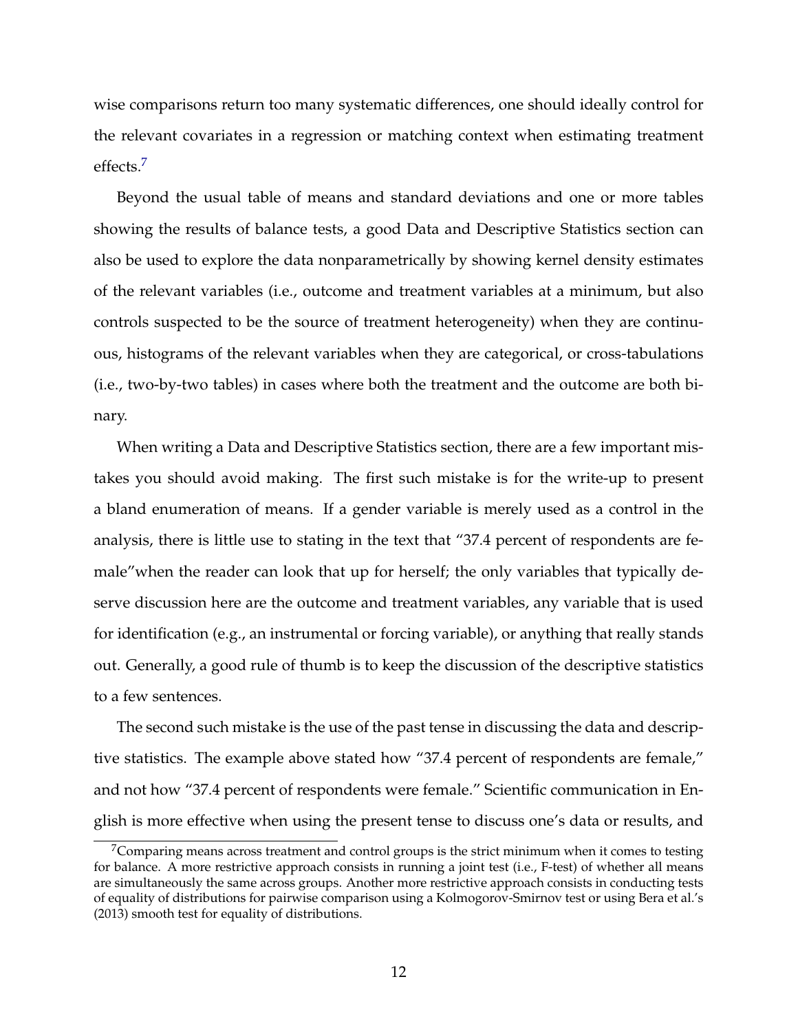wise comparisons return too many systematic differences, one should ideally control for the relevant covariates in a regression or matching context when estimating treatment effects.[7]

Beyond the usual table of means and standard deviations and one or more tables showing the results of balance tests, a good Data and Descriptive Statistics section can also be used to explore the data nonparametrically by showing kernel density estimates of the relevant variables (i.e., outcome and treatment variables at a minimum, but also controls suspected to be the source of treatment heterogeneity) when they are continuous, histograms of the relevant variables when they are categorical, or cross-tabulations (i.e., two-by-two tables) in cases where both the treatment and the outcome are both binary.

When writing a Data and Descriptive Statistics section, there are a few important mistakes you should avoid making. The first such mistake is for the write-up to present a bland enumeration of means. If a gender variable is merely used as a control in the analysis, there is little use to stating in the text that "37.4 percent of respondents are female"when the reader can look that up for herself; the only variables that typically deserve discussion here are the outcome and treatment variables, any variable that is used for identification (e.g., an instrumental or forcing variable), or anything that really stands out. Generally, a good rule of thumb is to keep the discussion of the descriptive statistics to a few sentences.

The second such mistake is the use of the past tense in discussing the data and descriptive statistics. The example above stated how "37.4 percent of respondents are female," and not how "37.4 percent of respondents were female." Scientific communication in English is more effective when using the present tense to discuss one's data or results, and

[7] Comparing means across treatment and control groups is the strict minimum when it comes to testing for balance. A more restrictive approach consists in running a joint test (i.e., F-test) of whether all means are simultaneously the same across groups. Another more restrictive approach consists in conducting tests of equality of distributions for pairwise comparison using a Kolmogorov-Smirnov test or using Bera et al.'s (2013) smooth test for equality of distributions.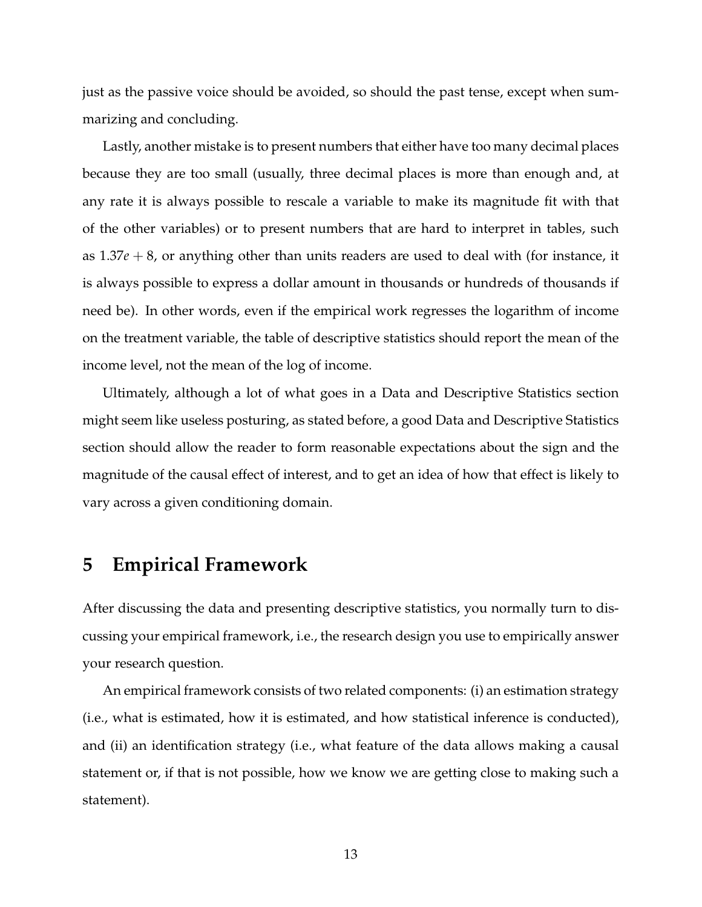just as the passive voice should be avoided, so should the past tense, except when summarizing and concluding.

Lastly, another mistake is to present numbers that either have too many decimal places because they are too small (usually, three decimal places is more than enough and, at any rate it is always possible to rescale a variable to make its magnitude fit with that of the other variables) or to present numbers that are hard to interpret in tables, such as $1.37e + 8$, or anything other than units readers are used to deal with (for instance, it is always possible to express a dollar amount in thousands or hundreds of thousands if need be). In other words, even if the empirical work regresses the logarithm of income on the treatment variable, the table of descriptive statistics should report the mean of the income level, not the mean of the log of income.

Ultimately, although a lot of what goes in a Data and Descriptive Statistics section might seem like useless posturing, as stated before, a good Data and Descriptive Statistics section should allow the reader to form reasonable expectations about the sign and the magnitude of the causal effect of interest, and to get an idea of how that effect is likely to vary across a given conditioning domain.

# 5 Empirical Framework

After discussing the data and presenting descriptive statistics, you normally turn to discussing your empirical framework, i.e., the research design you use to empirically answer your research question.

An empirical framework consists of two related components: (i) an estimation strategy (i.e., what is estimated, how it is estimated, and how statistical inference is conducted), and (ii) an identification strategy (i.e., what feature of the data allows making a causal statement or, if that is not possible, how we know we are getting close to making such a statement).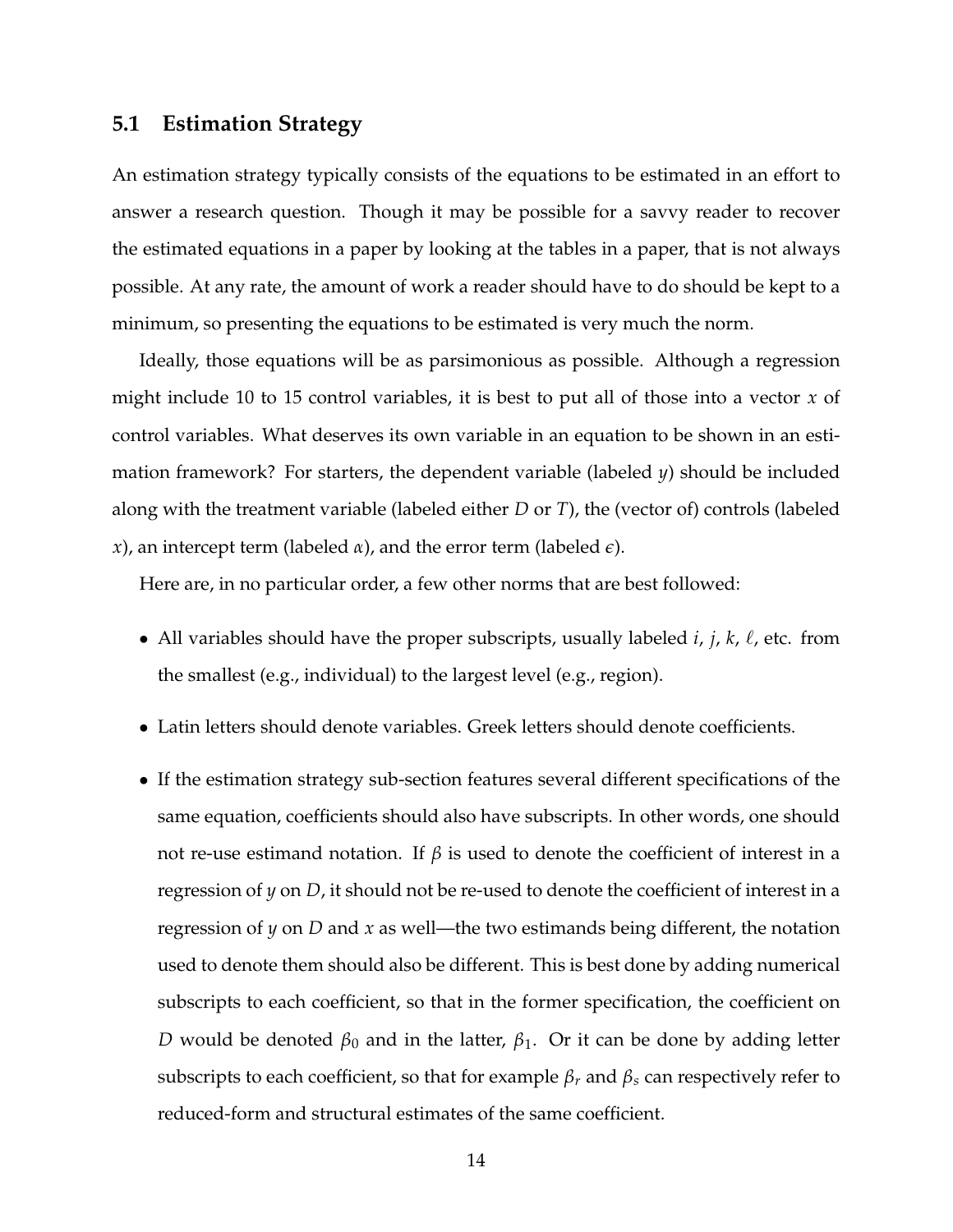## 5.1 Estimation Strategy

An estimation strategy typically consists of the equations to be estimated in an effort to answer a research question. Though it may be possible for a savvy reader to recover the estimated equations in a paper by looking at the tables in a paper, that is not always possible. At any rate, the amount of work a reader should have to do should be kept to a minimum, so presenting the equations to be estimated is very much the norm.

Ideally, those equations will be as parsimonious as possible. Although a regression might include 10 to 15 control variables, it is best to put all of those into a vector $x$ of control variables. What deserves its own variable in an equation to be shown in an estimation framework? For starters, the dependent variable (labeled $y$) should be included along with the treatment variable (labeled either $D$ or $T$), the (vector of) controls (labeled $x$), an intercept term (labeled $\alpha$), and the error term (labeled $\epsilon$).

Here are, in no particular order, a few other norms that are best followed:

- All variables should have the proper subscripts, usually labeled $i$, $j$, $k$, $\ell$, etc. from the smallest (e.g., individual) to the largest level (e.g., region).
- Latin letters should denote variables. Greek letters should denote coefficients.
- If the estimation strategy sub-section features several different specifications of the same equation, coefficients should also have subscripts. In other words, one should not re-use estimand notation. If $\beta$ is used to denote the coefficient of interest in a regression of $y$ on $D$, it should not be re-used to denote the coefficient of interest in a regression of $y$ on $D$ and $x$ as well—the two estimands being different, the notation used to denote them should also be different. This is best done by adding numerical subscripts to each coefficient, so that in the former specification, the coefficient on $D$ would be denoted $\beta_0$ and in the latter, $\beta_1$. Or it can be done by adding letter subscripts to each coefficient, so that for example $\beta_r$ and $\beta_s$ can respectively refer to reduced-form and structural estimates of the same coefficient.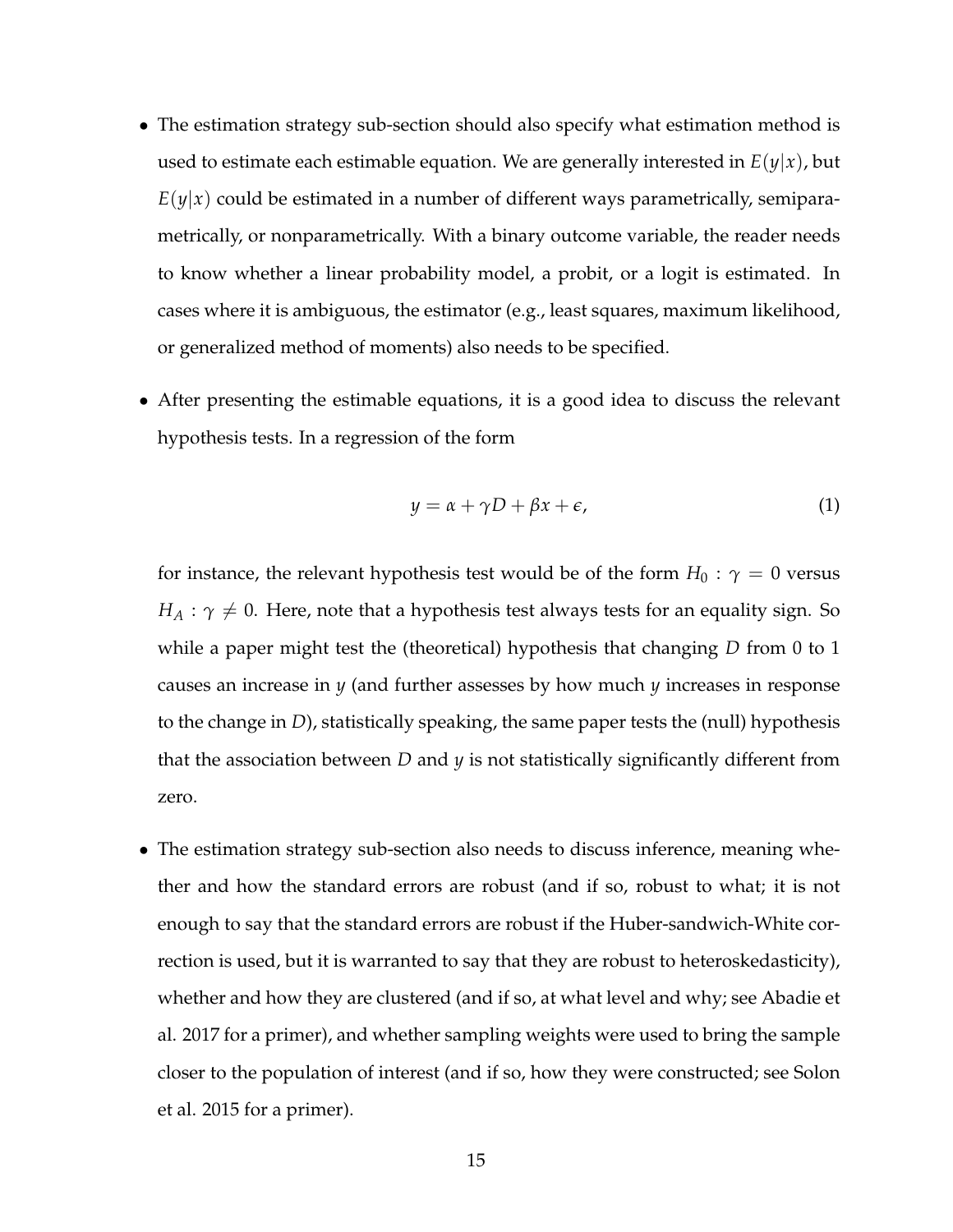- The estimation strategy sub-section should also specify what estimation method is used to estimate each estimable equation. We are generally interested in $E(y|x)$, but $E(y|x)$ could be estimated in a number of different ways parametrically, semiparametrically, or nonparametrically. With a binary outcome variable, the reader needs to know whether a linear probability model, a probit, or a logit is estimated. In cases where it is ambiguous, the estimator (e.g., least squares, maximum likelihood, or generalized method of moments) also needs to be specified.

- After presenting the estimable equations, it is a good idea to discuss the relevant hypothesis tests. In a regression of the form

$$y = \alpha + \gamma D + \beta x + \epsilon, \tag{1}$$

for instance, the relevant hypothesis test would be of the form $H_0 : \gamma = 0$ versus $H_A : \gamma \neq 0$. Here, note that a hypothesis test always tests for an equality sign. So while a paper might test the (theoretical) hypothesis that changing $D$ from 0 to 1 causes an increase in $y$ (and further assesses by how much $y$ increases in response to the change in $D$), statistically speaking, the same paper tests the (null) hypothesis that the association between $D$ and $y$ is not statistically significantly different from zero.

- The estimation strategy sub-section also needs to discuss inference, meaning whether and how the standard errors are robust (and if so, robust to what; it is not enough to say that the standard errors are robust if the Huber-sandwich-White correction is used, but it is warranted to say that they are robust to heteroskedasticity), whether and how they are clustered (and if so, at what level and why; see Abadie et al. 2017 for a primer), and whether sampling weights were used to bring the sample closer to the population of interest (and if so, how they were constructed; see Solon et al. 2015 for a primer).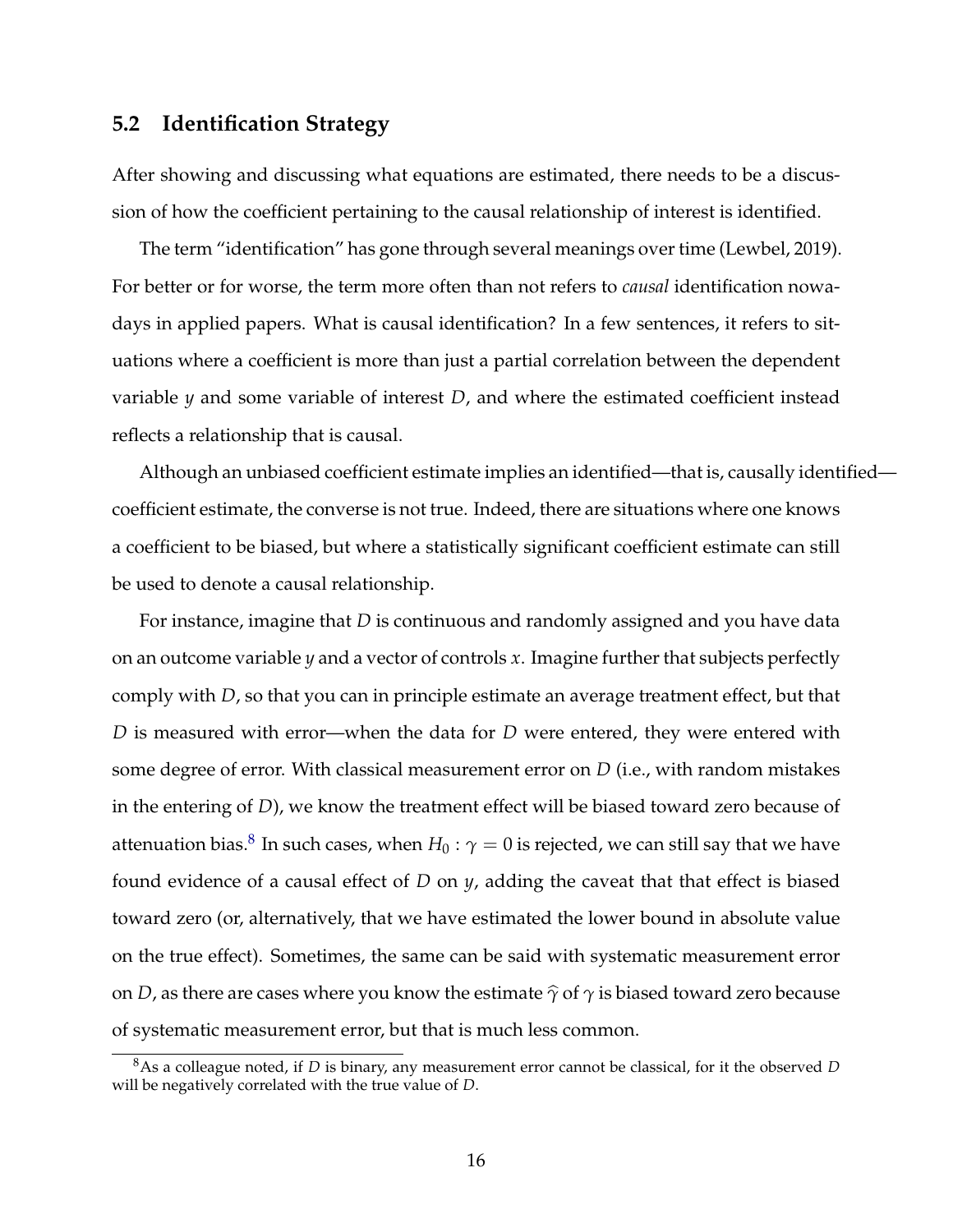## 5.2 Identification Strategy

After showing and discussing what equations are estimated, there needs to be a discussion of how the coefficient pertaining to the causal relationship of interest is identified.

The term "identification" has gone through several meanings over time (Lewbel, 2019). For better or for worse, the term more often than not refers to *causal* identification nowadays in applied papers. What is causal identification? In a few sentences, it refers to situations where a coefficient is more than just a partial correlation between the dependent variable $y$ and some variable of interest $D$, and where the estimated coefficient instead reflects a relationship that is causal.

Although an unbiased coefficient estimate implies an identified—that is, causally identified—coefficient estimate, the converse is not true. Indeed, there are situations where one knows a coefficient to be biased, but where a statistically significant coefficient estimate can still be used to denote a causal relationship.

For instance, imagine that $D$ is continuous and randomly assigned and you have data on an outcome variable $y$ and a vector of controls $x$. Imagine further that subjects perfectly comply with $D$, so that you can in principle estimate an average treatment effect, but that $D$ is measured with error—when the data for $D$ were entered, they were entered with some degree of error. With classical measurement error on $D$ (i.e., with random mistakes in the entering of $D$), we know the treatment effect will be biased toward zero because of attenuation bias.[8] In such cases, when $H_0 : \gamma = 0$ is rejected, we can still say that we have found evidence of a causal effect of $D$ on $y$, adding the caveat that that effect is biased toward zero (or, alternatively, that we have estimated the lower bound in absolute value on the true effect). Sometimes, the same can be said with systematic measurement error on $D$, as there are cases where you know the estimate $\widehat{\gamma}$ of $\gamma$ is biased toward zero because of systematic measurement error, but that is much less common.

[8] As a colleague noted, if $D$ is binary, any measurement error cannot be classical, for it the observed $D$ will be negatively correlated with the true value of $D$.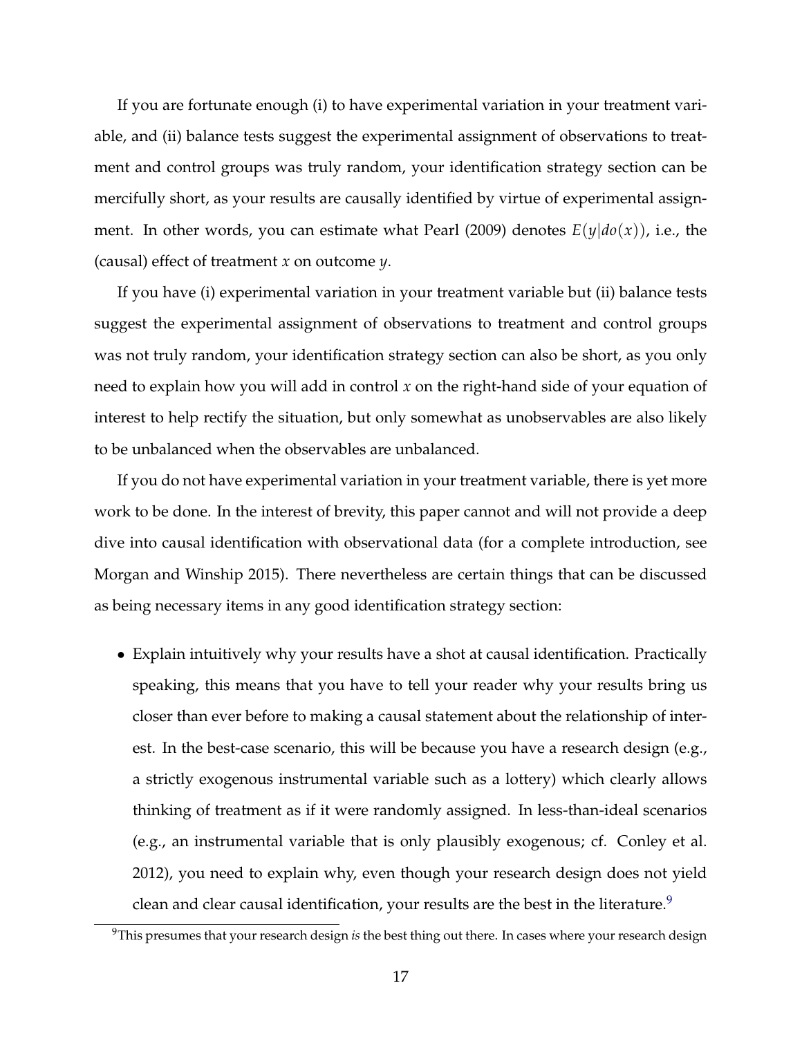If you are fortunate enough (i) to have experimental variation in your treatment variable, and (ii) balance tests suggest the experimental assignment of observations to treatment and control groups was truly random, your identification strategy section can be mercifully short, as your results are causally identified by virtue of experimental assignment. In other words, you can estimate what Pearl (2009) denotes $E(y|do(x))$, i.e., the (causal) effect of treatment $x$ on outcome $y$.

If you have (i) experimental variation in your treatment variable but (ii) balance tests suggest the experimental assignment of observations to treatment and control groups was not truly random, your identification strategy section can also be short, as you only need to explain how you will add in control $x$ on the right-hand side of your equation of interest to help rectify the situation, but only somewhat as unobservables are also likely to be unbalanced when the observables are unbalanced.

If you do not have experimental variation in your treatment variable, there is yet more work to be done. In the interest of brevity, this paper cannot and will not provide a deep dive into causal identification with observational data (for a complete introduction, see Morgan and Winship 2015). There nevertheless are certain things that can be discussed as being necessary items in any good identification strategy section:

- Explain intuitively why your results have a shot at causal identification. Practically speaking, this means that you have to tell your reader why your results bring us closer than ever before to making a causal statement about the relationship of interest. In the best-case scenario, this will be because you have a research design (e.g., a strictly exogenous instrumental variable such as a lottery) which clearly allows thinking of treatment as if it were randomly assigned. In less-than-ideal scenarios (e.g., an instrumental variable that is only plausibly exogenous; cf. Conley et al. 2012), you need to explain why, even though your research design does not yield clean and clear causal identification, your results are the best in the literature.[9]

[9] This presumes that your research design *is* the best thing out there. In cases where your research design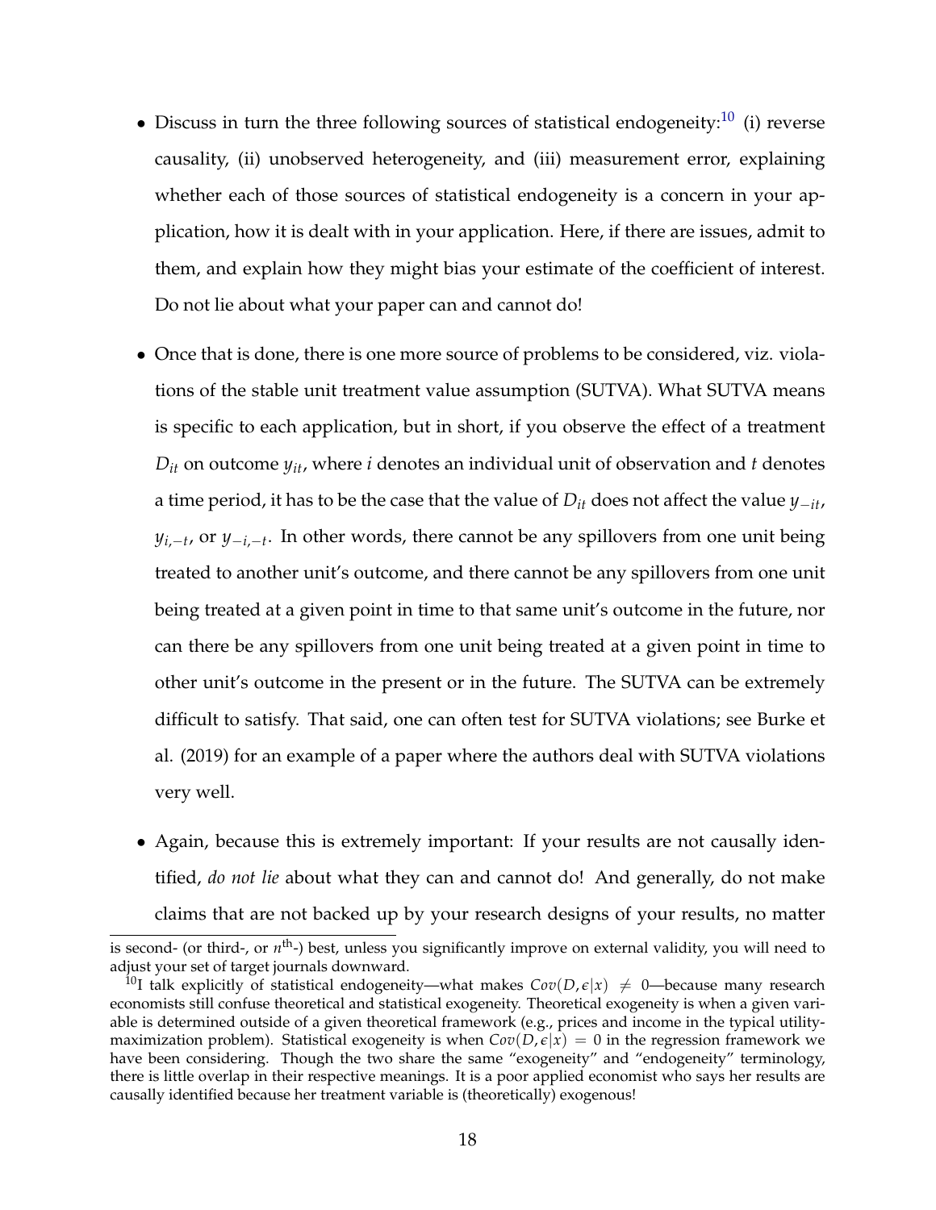- Discuss in turn the three following sources of statistical endogeneity:[10] (i) reverse causality, (ii) unobserved heterogeneity, and (iii) measurement error, explaining whether each of those sources of statistical endogeneity is a concern in your application, how it is dealt with in your application. Here, if there are issues, admit to them, and explain how they might bias your estimate of the coefficient of interest. Do not lie about what your paper can and cannot do!

- Once that is done, there is one more source of problems to be considered, viz. violations of the stable unit treatment value assumption (SUTVA). What SUTVA means is specific to each application, but in short, if you observe the effect of a treatment $D_{it}$ on outcome $y_{it}$, where $i$ denotes an individual unit of observation and $t$ denotes a time period, it has to be the case that the value of $D_{it}$ does not affect the value $y_{-it}$, $y_{i,-t}$, or $y_{-i,-t}$. In other words, there cannot be any spillovers from one unit being treated to another unit's outcome, and there cannot be any spillovers from one unit being treated at a given point in time to that same unit's outcome in the future, nor can there be any spillovers from one unit being treated at a given point in time to other unit's outcome in the present or in the future. The SUTVA can be extremely difficult to satisfy. That said, one can often test for SUTVA violations; see Burke et al. (2019) for an example of a paper where the authors deal with SUTVA violations very well.

- Again, because this is extremely important: If your results are not causally identified, *do not lie* about what they can and cannot do! And generally, do not make claims that are not backed up by your research designs of your results, no matter

is second- (or third-, or $n^{\text{th}}$-) best, unless you significantly improve on external validity, you will need to adjust your set of target journals downward.

[10] I talk explicitly of statistical endogeneity—what makes $Cov(D, \epsilon|x) \neq 0$—because many research economists still confuse theoretical and statistical exogeneity. Theoretical exogeneity is when a given variable is determined outside of a given theoretical framework (e.g., prices and income in the typical utility-maximization problem). Statistical exogeneity is when $Cov(D, \epsilon|x) = 0$ in the regression framework we have been considering. Though the two share the same "exogeneity" and "endogeneity" terminology, there is little overlap in their respective meanings. It is a poor applied economist who says her results are causally identified because her treatment variable is (theoretically) exogenous!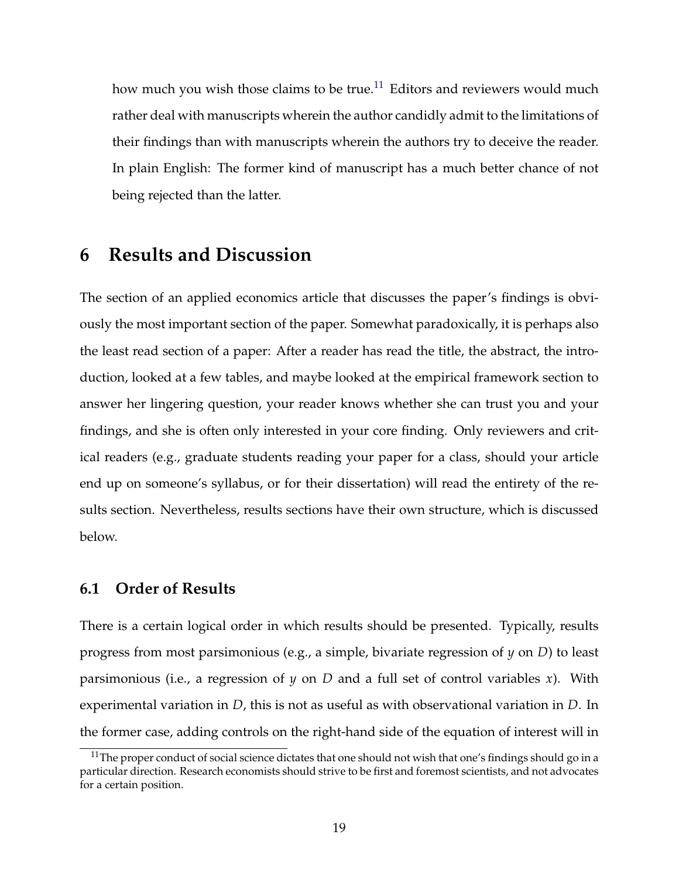how much you wish those claims to be true.[11] Editors and reviewers would much rather deal with manuscripts wherein the author candidly admit to the limitations of their findings than with manuscripts wherein the authors try to deceive the reader. In plain English: The former kind of manuscript has a much better chance of not being rejected than the latter.

# 6 Results and Discussion

The section of an applied economics article that discusses the paper's findings is obviously the most important section of the paper. Somewhat paradoxically, it is perhaps also the least read section of a paper: After a reader has read the title, the abstract, the introduction, looked at a few tables, and maybe looked at the empirical framework section to answer her lingering question, your reader knows whether she can trust you and your findings, and she is often only interested in your core finding. Only reviewers and critical readers (e.g., graduate students reading your paper for a class, should your article end up on someone's syllabus, or for their dissertation) will read the entirety of the results section. Nevertheless, results sections have their own structure, which is discussed below.

## 6.1 Order of Results

There is a certain logical order in which results should be presented. Typically, results progress from most parsimonious (e.g., a simple, bivariate regression of $y$ on $D$) to least parsimonious (i.e., a regression of $y$ on $D$ and a full set of control variables $x$). With experimental variation in $D$, this is not as useful as with observational variation in $D$. In the former case, adding controls on the right-hand side of the equation of interest will in

[11] The proper conduct of social science dictates that one should not wish that one's findings should go in a particular direction. Research economists should strive to be first and foremost scientists, and not advocates for a certain position.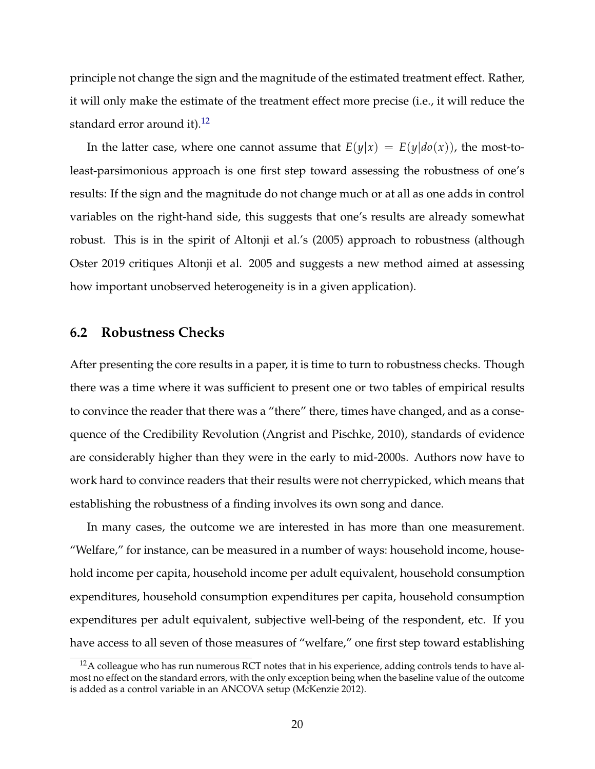principle not change the sign and the magnitude of the estimated treatment effect. Rather, it will only make the estimate of the treatment effect more precise (i.e., it will reduce the standard error around it).[12]

In the latter case, where one cannot assume that $E(y|x) = E(y|do(x))$, the most-to-least-parsimonious approach is one first step toward assessing the robustness of one's results: If the sign and the magnitude do not change much or at all as one adds in control variables on the right-hand side, this suggests that one's results are already somewhat robust. This is in the spirit of Altonji et al.'s (2005) approach to robustness (although Oster 2019 critiques Altonji et al. 2005 and suggests a new method aimed at assessing how important unobserved heterogeneity is in a given application).

## 6.2 Robustness Checks

After presenting the core results in a paper, it is time to turn to robustness checks. Though there was a time where it was sufficient to present one or two tables of empirical results to convince the reader that there was a "there" there, times have changed, and as a consequence of the Credibility Revolution (Angrist and Pischke, 2010), standards of evidence are considerably higher than they were in the early to mid-2000s. Authors now have to work hard to convince readers that their results were not cherrypicked, which means that establishing the robustness of a finding involves its own song and dance.

In many cases, the outcome we are interested in has more than one measurement. "Welfare," for instance, can be measured in a number of ways: household income, household income per capita, household income per adult equivalent, household consumption expenditures, household consumption expenditures per capita, household consumption expenditures per adult equivalent, subjective well-being of the respondent, etc. If you have access to all seven of those measures of "welfare," one first step toward establishing

[12] A colleague who has run numerous RCT notes that in his experience, adding controls tends to have almost no effect on the standard errors, with the only exception being when the baseline value of the outcome is added as a control variable in an ANCOVA setup (McKenzie 2012).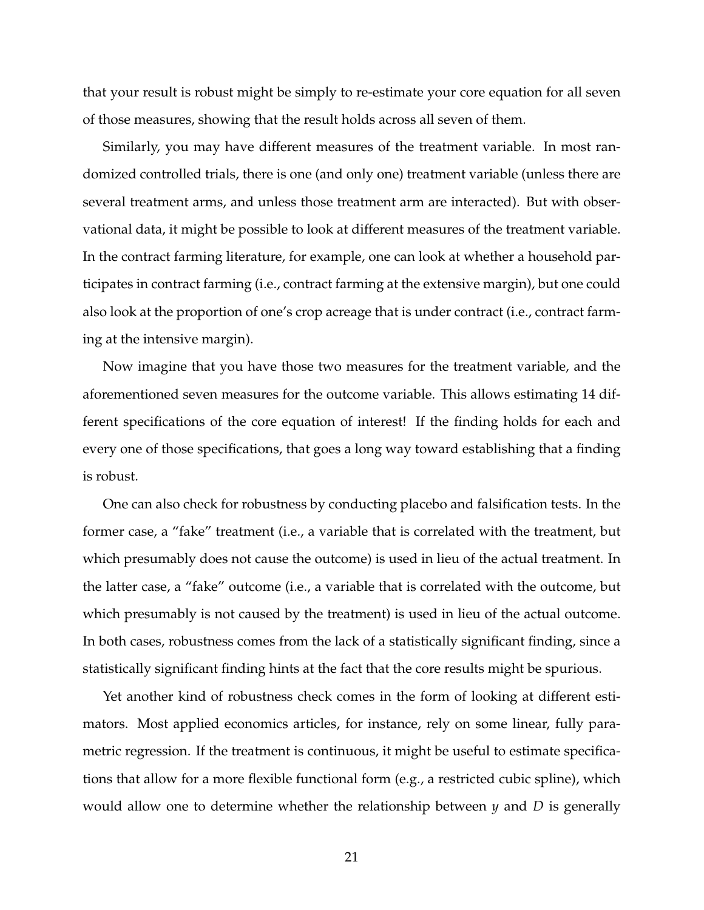that your result is robust might be simply to re-estimate your core equation for all seven of those measures, showing that the result holds across all seven of them.

Similarly, you may have different measures of the treatment variable. In most randomized controlled trials, there is one (and only one) treatment variable (unless there are several treatment arms, and unless those treatment arm are interacted). But with observational data, it might be possible to look at different measures of the treatment variable. In the contract farming literature, for example, one can look at whether a household participates in contract farming (i.e., contract farming at the extensive margin), but one could also look at the proportion of one's crop acreage that is under contract (i.e., contract farming at the intensive margin).

Now imagine that you have those two measures for the treatment variable, and the aforementioned seven measures for the outcome variable. This allows estimating 14 different specifications of the core equation of interest! If the finding holds for each and every one of those specifications, that goes a long way toward establishing that a finding is robust.

One can also check for robustness by conducting placebo and falsification tests. In the former case, a "fake" treatment (i.e., a variable that is correlated with the treatment, but which presumably does not cause the outcome) is used in lieu of the actual treatment. In the latter case, a "fake" outcome (i.e., a variable that is correlated with the outcome, but which presumably is not caused by the treatment) is used in lieu of the actual outcome. In both cases, robustness comes from the lack of a statistically significant finding, since a statistically significant finding hints at the fact that the core results might be spurious.

Yet another kind of robustness check comes in the form of looking at different estimators. Most applied economics articles, for instance, rely on some linear, fully parametric regression. If the treatment is continuous, it might be useful to estimate specifications that allow for a more flexible functional form (e.g., a restricted cubic spline), which would allow one to determine whether the relationship between $y$ and $D$ is generally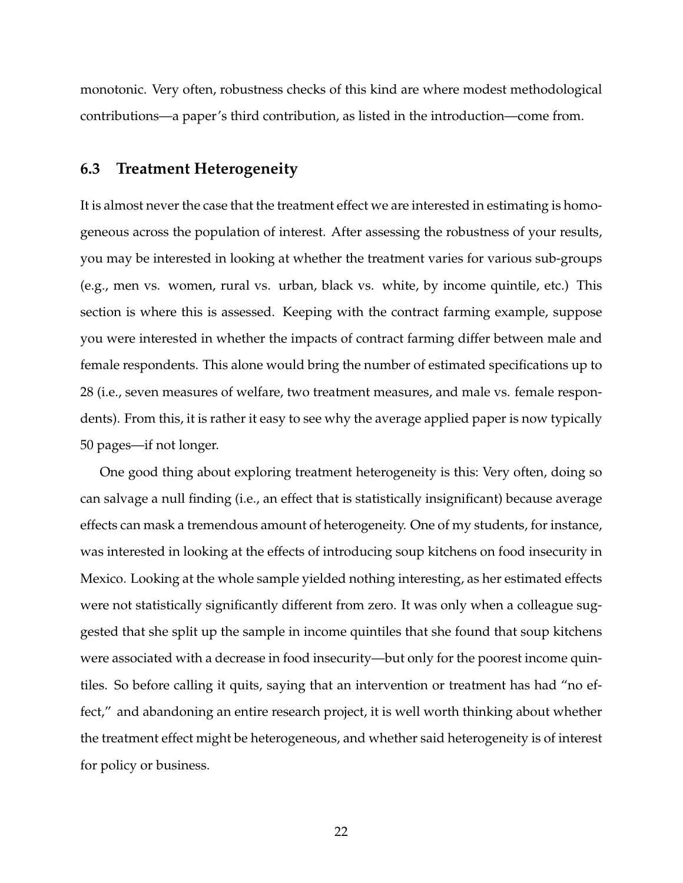monotonic. Very often, robustness checks of this kind are where modest methodological contributions—a paper's third contribution, as listed in the introduction—come from.

### 6.3 Treatment Heterogeneity

It is almost never the case that the treatment effect we are interested in estimating is homogeneous across the population of interest. After assessing the robustness of your results, you may be interested in looking at whether the treatment varies for various sub-groups (e.g., men vs. women, rural vs. urban, black vs. white, by income quintile, etc.) This section is where this is assessed. Keeping with the contract farming example, suppose you were interested in whether the impacts of contract farming differ between male and female respondents. This alone would bring the number of estimated specifications up to 28 (i.e., seven measures of welfare, two treatment measures, and male vs. female respondents). From this, it is rather it easy to see why the average applied paper is now typically 50 pages—if not longer.

One good thing about exploring treatment heterogeneity is this: Very often, doing so can salvage a null finding (i.e., an effect that is statistically insignificant) because average effects can mask a tremendous amount of heterogeneity. One of my students, for instance, was interested in looking at the effects of introducing soup kitchens on food insecurity in Mexico. Looking at the whole sample yielded nothing interesting, as her estimated effects were not statistically significantly different from zero. It was only when a colleague suggested that she split up the sample in income quintiles that she found that soup kitchens were associated with a decrease in food insecurity—but only for the poorest income quintiles. So before calling it quits, saying that an intervention or treatment has had "no effect," and abandoning an entire research project, it is well worth thinking about whether the treatment effect might be heterogeneous, and whether said heterogeneity is of interest for policy or business.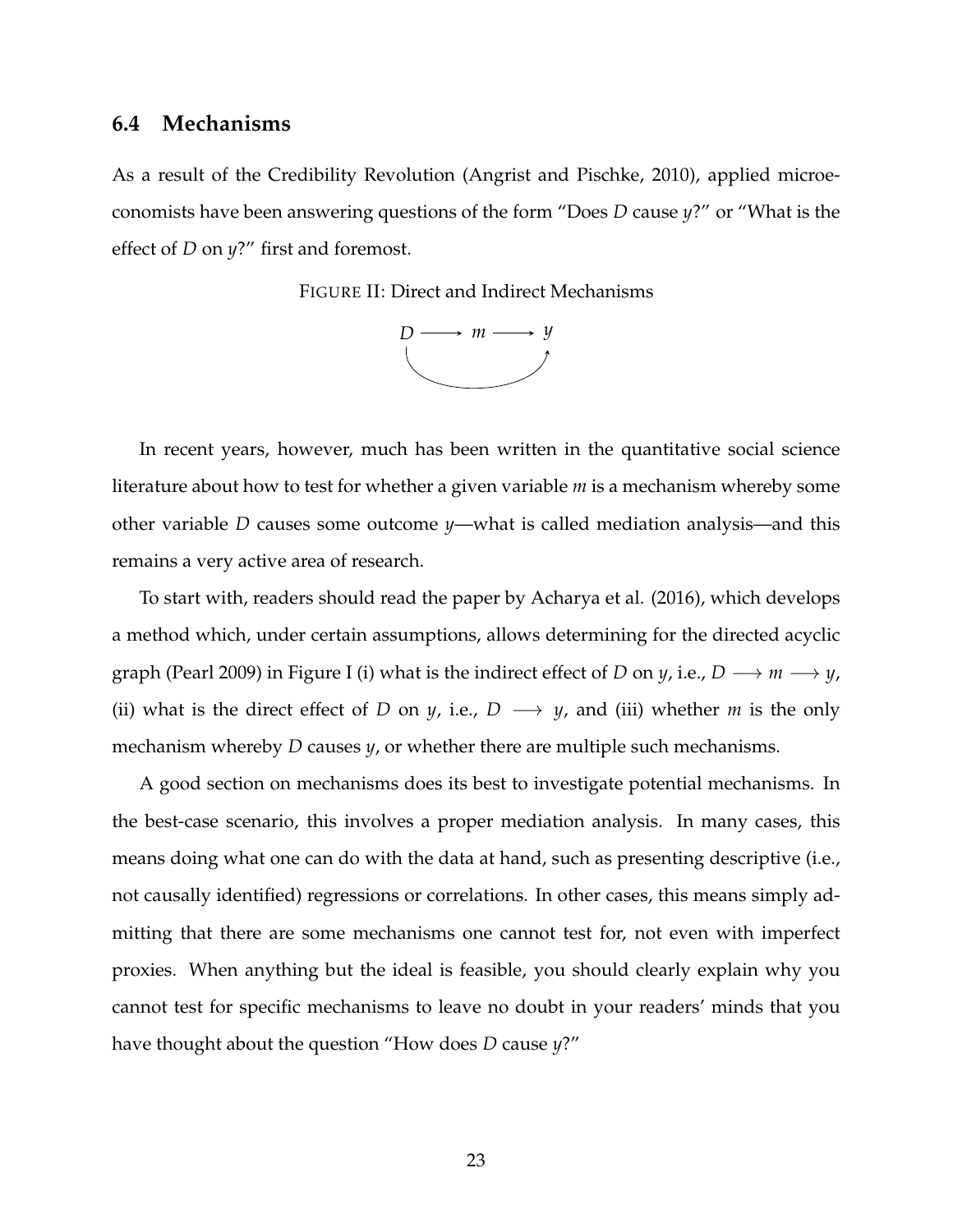### 6.4 Mechanisms

As a result of the Credibility Revolution (Angrist and Pischke, 2010), applied microeconomists have been answering questions of the form "Does $D$ cause $y$?" or "What is the effect of $D$ on $y$?" first and foremost.

FIGURE II: Direct and Indirect Mechanisms

$$D \longrightarrow m \longrightarrow y$$

In recent years, however, much has been written in the quantitative social science literature about how to test for whether a given variable $m$ is a mechanism whereby some other variable $D$ causes some outcome $y$—what is called mediation analysis—and this remains a very active area of research.

To start with, readers should read the paper by Acharya et al. (2016), which develops a method which, under certain assumptions, allows determining for the directed acyclic graph (Pearl 2009) in Figure I (i) what is the indirect effect of $D$ on $y$, i.e., $D \longrightarrow m \longrightarrow y$, (ii) what is the direct effect of $D$ on $y$, i.e., $D \longrightarrow y$, and (iii) whether $m$ is the only mechanism whereby $D$ causes $y$, or whether there are multiple such mechanisms.

A good section on mechanisms does its best to investigate potential mechanisms. In the best-case scenario, this involves a proper mediation analysis. In many cases, this means doing what one can do with the data at hand, such as presenting descriptive (i.e., not causally identified) regressions or correlations. In other cases, this means simply admitting that there are some mechanisms one cannot test for, not even with imperfect proxies. When anything but the ideal is feasible, you should clearly explain why you cannot test for specific mechanisms to leave no doubt in your readers' minds that you have thought about the question "How does $D$ cause $y$?"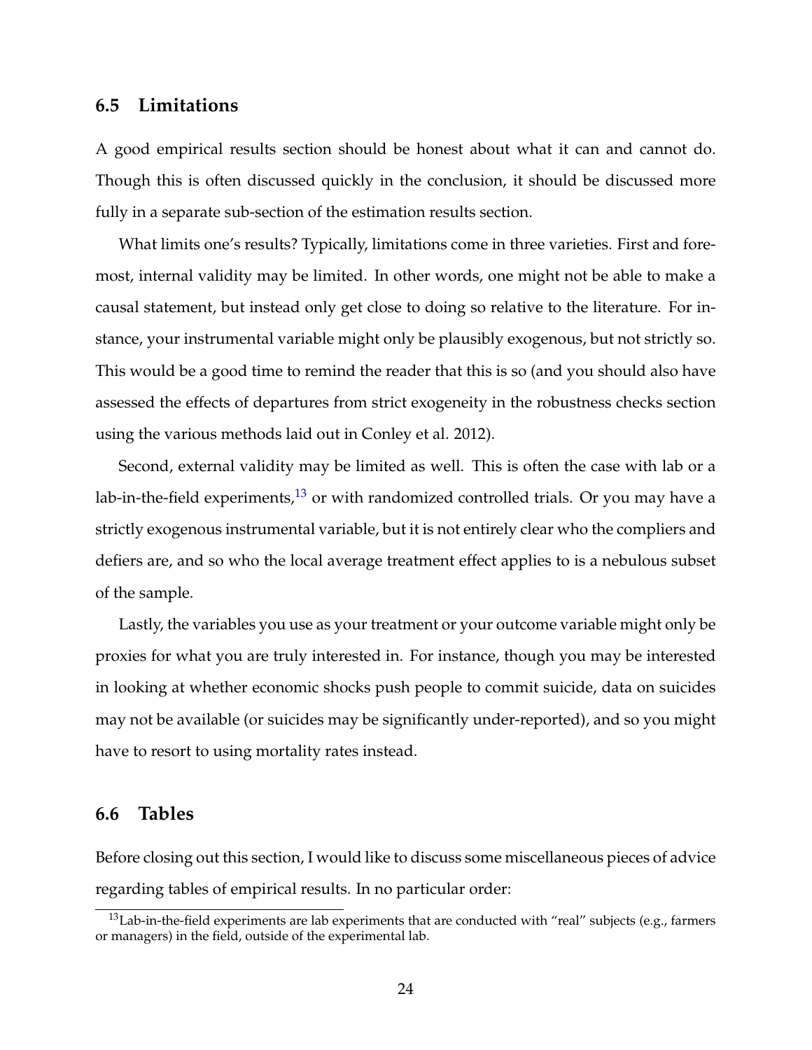## 6.5 Limitations

A good empirical results section should be honest about what it can and cannot do. Though this is often discussed quickly in the conclusion, it should be discussed more fully in a separate sub-section of the estimation results section.

What limits one's results? Typically, limitations come in three varieties. First and foremost, internal validity may be limited. In other words, one might not be able to make a causal statement, but instead only get close to doing so relative to the literature. For instance, your instrumental variable might only be plausibly exogenous, but not strictly so. This would be a good time to remind the reader that this is so (and you should also have assessed the effects of departures from strict exogeneity in the robustness checks section using the various methods laid out in Conley et al. 2012).

Second, external validity may be limited as well. This is often the case with lab or a lab-in-the-field experiments,[13] or with randomized controlled trials. Or you may have a strictly exogenous instrumental variable, but it is not entirely clear who the compliers and defiers are, and so who the local average treatment effect applies to is a nebulous subset of the sample.

Lastly, the variables you use as your treatment or your outcome variable might only be proxies for what you are truly interested in. For instance, though you may be interested in looking at whether economic shocks push people to commit suicide, data on suicides may not be available (or suicides may be significantly under-reported), and so you might have to resort to using mortality rates instead.

## 6.6 Tables

Before closing out this section, I would like to discuss some miscellaneous pieces of advice regarding tables of empirical results. In no particular order:

[13] Lab-in-the-field experiments are lab experiments that are conducted with "real" subjects (e.g., farmers or managers) in the field, outside of the experimental lab.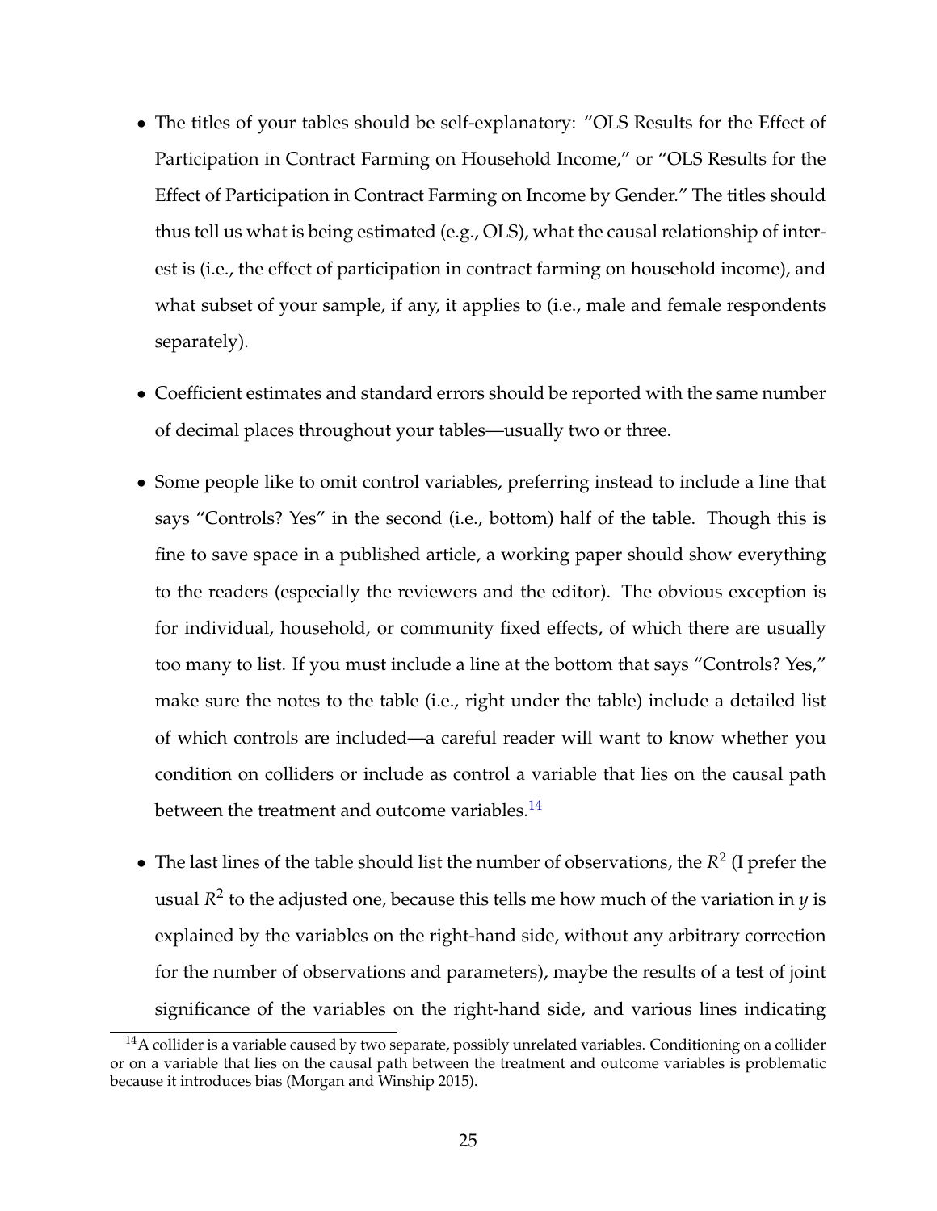- The titles of your tables should be self-explanatory: "OLS Results for the Effect of Participation in Contract Farming on Household Income," or "OLS Results for the Effect of Participation in Contract Farming on Income by Gender." The titles should thus tell us what is being estimated (e.g., OLS), what the causal relationship of interest is (i.e., the effect of participation in contract farming on household income), and what subset of your sample, if any, it applies to (i.e., male and female respondents separately).

- Coefficient estimates and standard errors should be reported with the same number of decimal places throughout your tables—usually two or three.

- Some people like to omit control variables, preferring instead to include a line that says "Controls? Yes" in the second (i.e., bottom) half of the table. Though this is fine to save space in a published article, a working paper should show everything to the readers (especially the reviewers and the editor). The obvious exception is for individual, household, or community fixed effects, of which there are usually too many to list. If you must include a line at the bottom that says "Controls? Yes," make sure the notes to the table (i.e., right under the table) include a detailed list of which controls are included—a careful reader will want to know whether you condition on colliders or include as control a variable that lies on the causal path between the treatment and outcome variables.[14]

- The last lines of the table should list the number of observations, the $R^2$ (I prefer the usual $R^2$ to the adjusted one, because this tells me how much of the variation in $y$ is explained by the variables on the right-hand side, without any arbitrary correction for the number of observations and parameters), maybe the results of a test of joint significance of the variables on the right-hand side, and various lines indicating

[14] A collider is a variable caused by two separate, possibly unrelated variables. Conditioning on a collider or on a variable that lies on the causal path between the treatment and outcome variables is problematic because it introduces bias (Morgan and Winship 2015).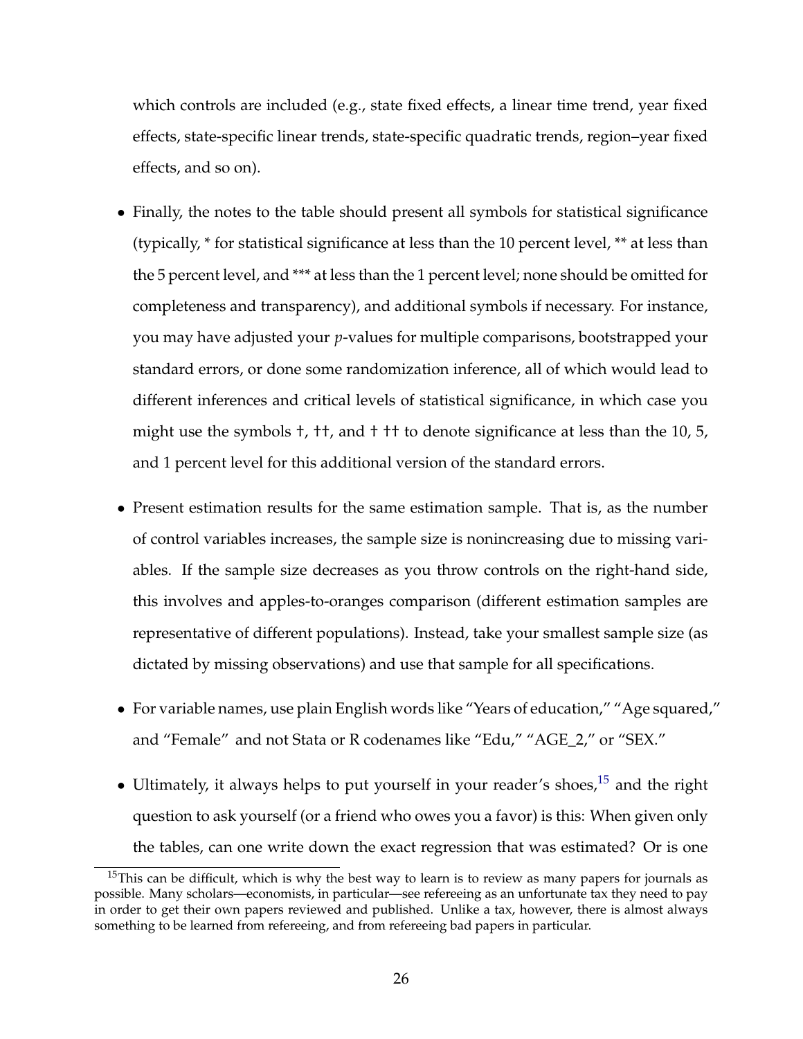which controls are included (e.g., state fixed effects, a linear time trend, year fixed effects, state-specific linear trends, state-specific quadratic trends, region–year fixed effects, and so on).

- Finally, the notes to the table should present all symbols for statistical significance (typically, * for statistical significance at less than the 10 percent level, ** at less than the 5 percent level, and *** at less than the 1 percent level; none should be omitted for completeness and transparency), and additional symbols if necessary. For instance, you may have adjusted your *p*-values for multiple comparisons, bootstrapped your standard errors, or done some randomization inference, all of which would lead to different inferences and critical levels of statistical significance, in which case you might use the symbols †, ††, and † †† to denote significance at less than the 10, 5, and 1 percent level for this additional version of the standard errors.

- Present estimation results for the same estimation sample. That is, as the number of control variables increases, the sample size is nonincreasing due to missing variables. If the sample size decreases as you throw controls on the right-hand side, this involves and apples-to-oranges comparison (different estimation samples are representative of different populations). Instead, take your smallest sample size (as dictated by missing observations) and use that sample for all specifications.

- For variable names, use plain English words like "Years of education," "Age squared," and "Female" and not Stata or R codenames like "Edu," "AGE_2," or "SEX."

- Ultimately, it always helps to put yourself in your reader's shoes,[15] and the right question to ask yourself (or a friend who owes you a favor) is this: When given only the tables, can one write down the exact regression that was estimated? Or is one

[15]This can be difficult, which is why the best way to learn is to review as many papers for journals as possible. Many scholars—economists, in particular—see refereeing as an unfortunate tax they need to pay in order to get their own papers reviewed and published. Unlike a tax, however, there is almost always something to be learned from refereeing, and from refereeing bad papers in particular.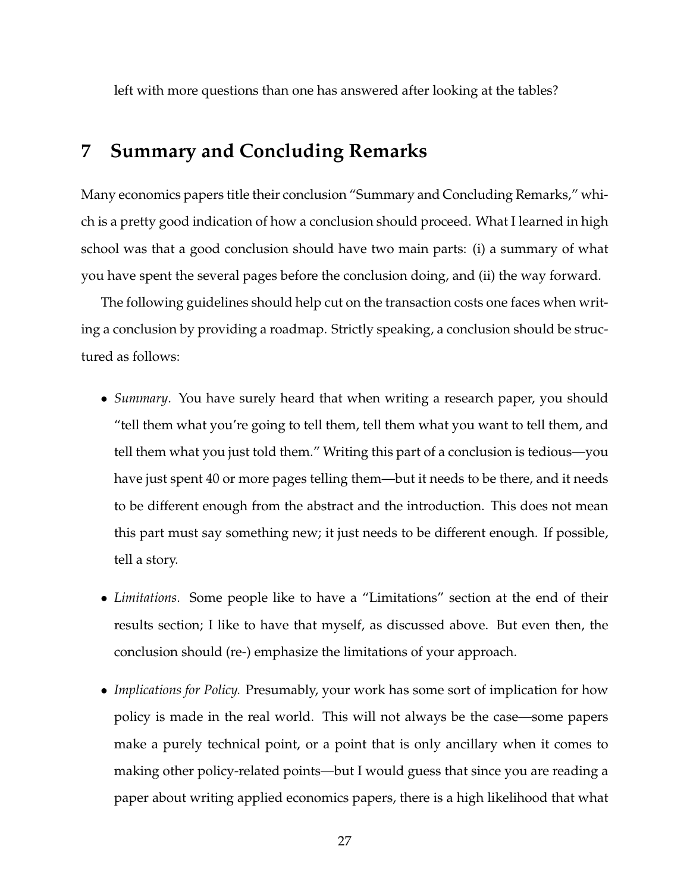left with more questions than one has answered after looking at the tables?

## 7 Summary and Concluding Remarks

Many economics papers title their conclusion "Summary and Concluding Remarks," which is a pretty good indication of how a conclusion should proceed. What I learned in high school was that a good conclusion should have two main parts: (i) a summary of what you have spent the several pages before the conclusion doing, and (ii) the way forward.

The following guidelines should help cut on the transaction costs one faces when writing a conclusion by providing a roadmap. Strictly speaking, a conclusion should be structured as follows:

- *Summary*. You have surely heard that when writing a research paper, you should "tell them what you're going to tell them, tell them what you want to tell them, and tell them what you just told them." Writing this part of a conclusion is tedious—you have just spent 40 or more pages telling them—but it needs to be there, and it needs to be different enough from the abstract and the introduction. This does not mean this part must say something new; it just needs to be different enough. If possible, tell a story.
- *Limitations*. Some people like to have a "Limitations" section at the end of their results section; I like to have that myself, as discussed above. But even then, the conclusion should (re-) emphasize the limitations of your approach.
- *Implications for Policy.* Presumably, your work has some sort of implication for how policy is made in the real world. This will not always be the case—some papers make a purely technical point, or a point that is only ancillary when it comes to making other policy-related points—but I would guess that since you are reading a paper about writing applied economics papers, there is a high likelihood that what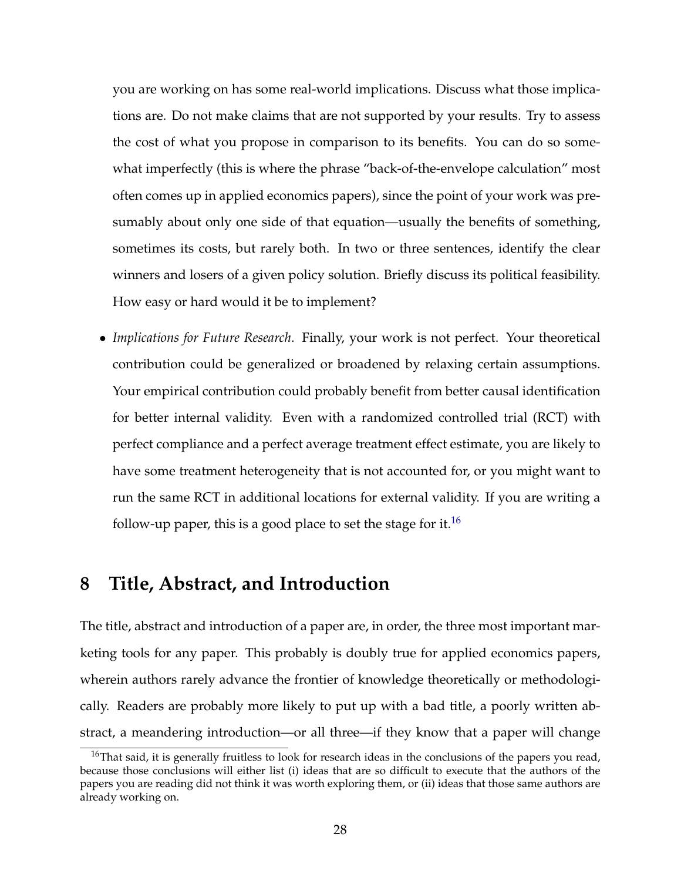you are working on has some real-world implications. Discuss what those implications are. Do not make claims that are not supported by your results. Try to assess the cost of what you propose in comparison to its benefits. You can do so somewhat imperfectly (this is where the phrase "back-of-the-envelope calculation" most often comes up in applied economics papers), since the point of your work was presumably about only one side of that equation—usually the benefits of something, sometimes its costs, but rarely both. In two or three sentences, identify the clear winners and losers of a given policy solution. Briefly discuss its political feasibility. How easy or hard would it be to implement?

- *Implications for Future Research*. Finally, your work is not perfect. Your theoretical contribution could be generalized or broadened by relaxing certain assumptions. Your empirical contribution could probably benefit from better causal identification for better internal validity. Even with a randomized controlled trial (RCT) with perfect compliance and a perfect average treatment effect estimate, you are likely to have some treatment heterogeneity that is not accounted for, or you might want to run the same RCT in additional locations for external validity. If you are writing a follow-up paper, this is a good place to set the stage for it.[16]

# 8 Title, Abstract, and Introduction

The title, abstract and introduction of a paper are, in order, the three most important marketing tools for any paper. This probably is doubly true for applied economics papers, wherein authors rarely advance the frontier of knowledge theoretically or methodologically. Readers are probably more likely to put up with a bad title, a poorly written abstract, a meandering introduction—or all three—if they know that a paper will change

[16] That said, it is generally fruitless to look for research ideas in the conclusions of the papers you read, because those conclusions will either list (i) ideas that are so difficult to execute that the authors of the papers you are reading did not think it was worth exploring them, or (ii) ideas that those same authors are already working on.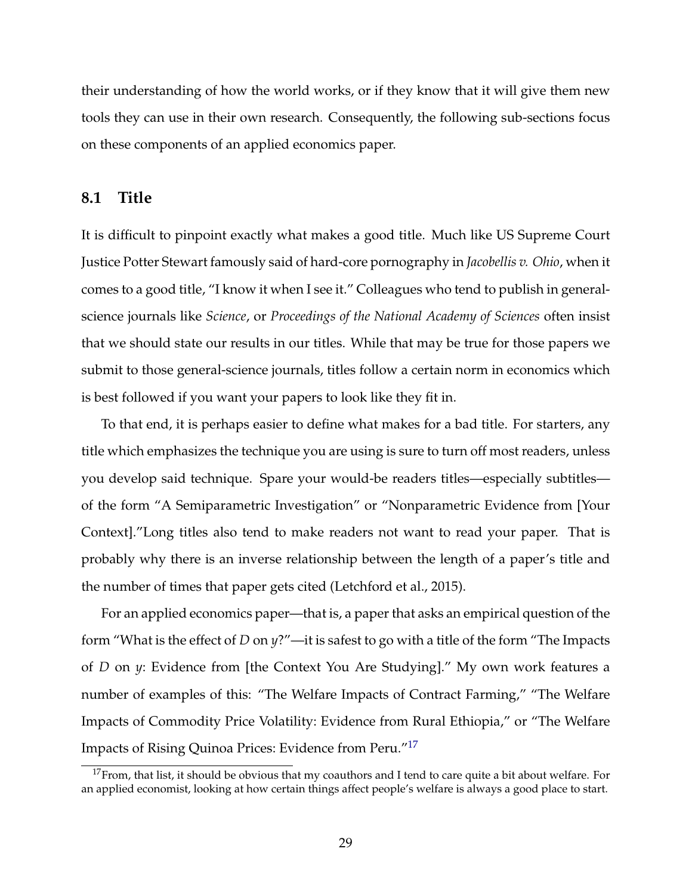their understanding of how the world works, or if they know that it will give them new tools they can use in their own research. Consequently, the following sub-sections focus on these components of an applied economics paper.

## 8.1 Title

It is difficult to pinpoint exactly what makes a good title. Much like US Supreme Court Justice Potter Stewart famously said of hard-core pornography in *Jacobellis v. Ohio*, when it comes to a good title, "I know it when I see it." Colleagues who tend to publish in general-science journals like *Science*, or *Proceedings of the National Academy of Sciences* often insist that we should state our results in our titles. While that may be true for those papers we submit to those general-science journals, titles follow a certain norm in economics which is best followed if you want your papers to look like they fit in.

To that end, it is perhaps easier to define what makes for a bad title. For starters, any title which emphasizes the technique you are using is sure to turn off most readers, unless you develop said technique. Spare your would-be readers titles—especially subtitles—of the form "A Semiparametric Investigation" or "Nonparametric Evidence from [Your Context]."Long titles also tend to make readers not want to read your paper. That is probably why there is an inverse relationship between the length of a paper's title and the number of times that paper gets cited (Letchford et al., 2015).

For an applied economics paper—that is, a paper that asks an empirical question of the form "What is the effect of $D$ on $y$?"—it is safest to go with a title of the form "The Impacts of $D$ on $y$: Evidence from [the Context You Are Studying]." My own work features a number of examples of this: "The Welfare Impacts of Contract Farming," "The Welfare Impacts of Commodity Price Volatility: Evidence from Rural Ethiopia," or "The Welfare Impacts of Rising Quinoa Prices: Evidence from Peru."[17]

[17] From, that list, it should be obvious that my coauthors and I tend to care quite a bit about welfare. For an applied economist, looking at how certain things affect people's welfare is always a good place to start.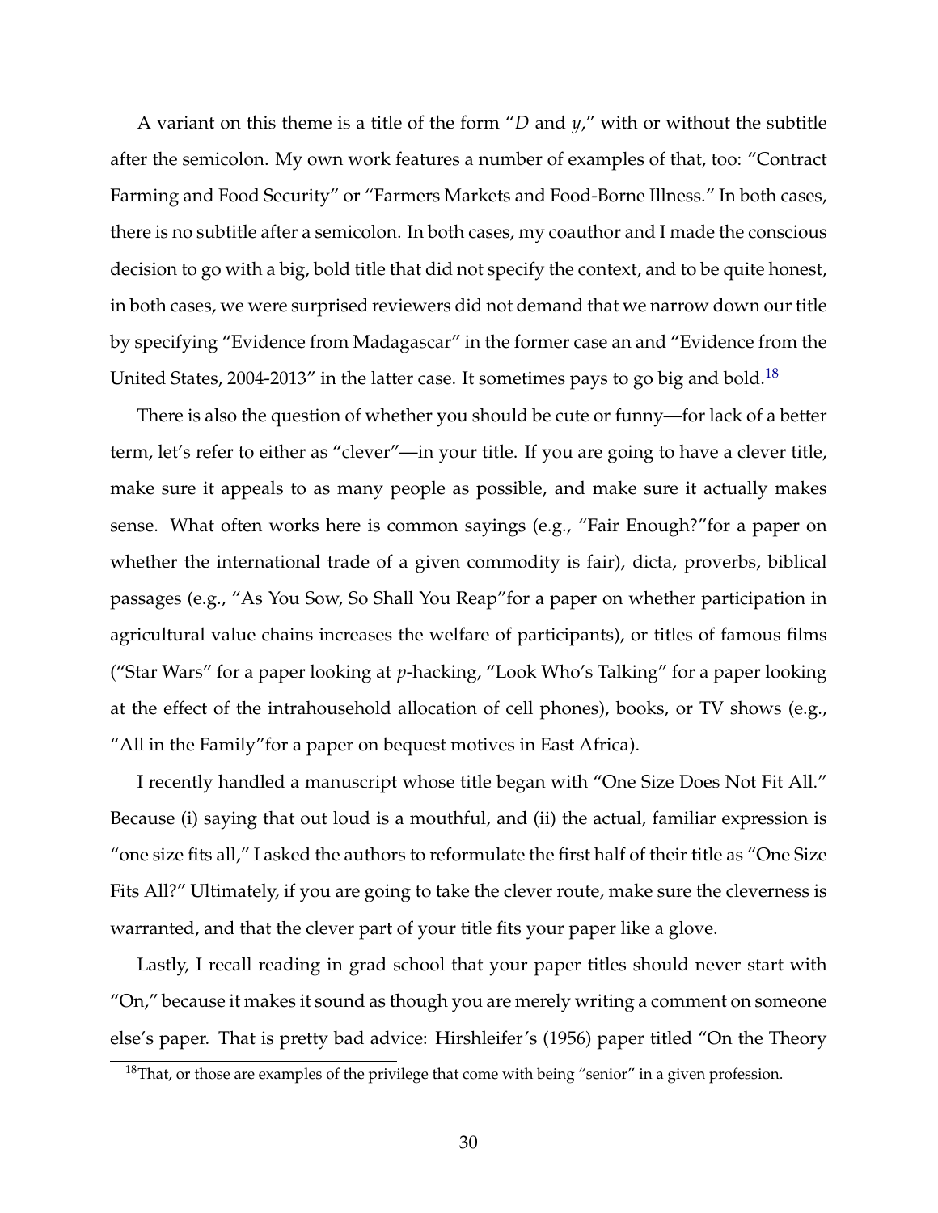A variant on this theme is a title of the form "*D* and *y*," with or without the subtitle after the semicolon. My own work features a number of examples of that, too: "Contract Farming and Food Security" or "Farmers Markets and Food-Borne Illness." In both cases, there is no subtitle after a semicolon. In both cases, my coauthor and I made the conscious decision to go with a big, bold title that did not specify the context, and to be quite honest, in both cases, we were surprised reviewers did not demand that we narrow down our title by specifying "Evidence from Madagascar" in the former case an and "Evidence from the United States, 2004-2013" in the latter case. It sometimes pays to go big and bold.[18]

There is also the question of whether you should be cute or funny—for lack of a better term, let's refer to either as "clever"—in your title. If you are going to have a clever title, make sure it appeals to as many people as possible, and make sure it actually makes sense. What often works here is common sayings (e.g., "Fair Enough?"for a paper on whether the international trade of a given commodity is fair), dicta, proverbs, biblical passages (e.g., "As You Sow, So Shall You Reap"for a paper on whether participation in agricultural value chains increases the welfare of participants), or titles of famous films ("Star Wars" for a paper looking at *p*-hacking, "Look Who's Talking" for a paper looking at the effect of the intrahousehold allocation of cell phones), books, or TV shows (e.g., "All in the Family"for a paper on bequest motives in East Africa).

I recently handled a manuscript whose title began with "One Size Does Not Fit All." Because (i) saying that out loud is a mouthful, and (ii) the actual, familiar expression is "one size fits all," I asked the authors to reformulate the first half of their title as "One Size Fits All?" Ultimately, if you are going to take the clever route, make sure the cleverness is warranted, and that the clever part of your title fits your paper like a glove.

Lastly, I recall reading in grad school that your paper titles should never start with "On," because it makes it sound as though you are merely writing a comment on someone else's paper. That is pretty bad advice: Hirshleifer's (1956) paper titled "On the Theory

[18] That, or those are examples of the privilege that come with being "senior" in a given profession.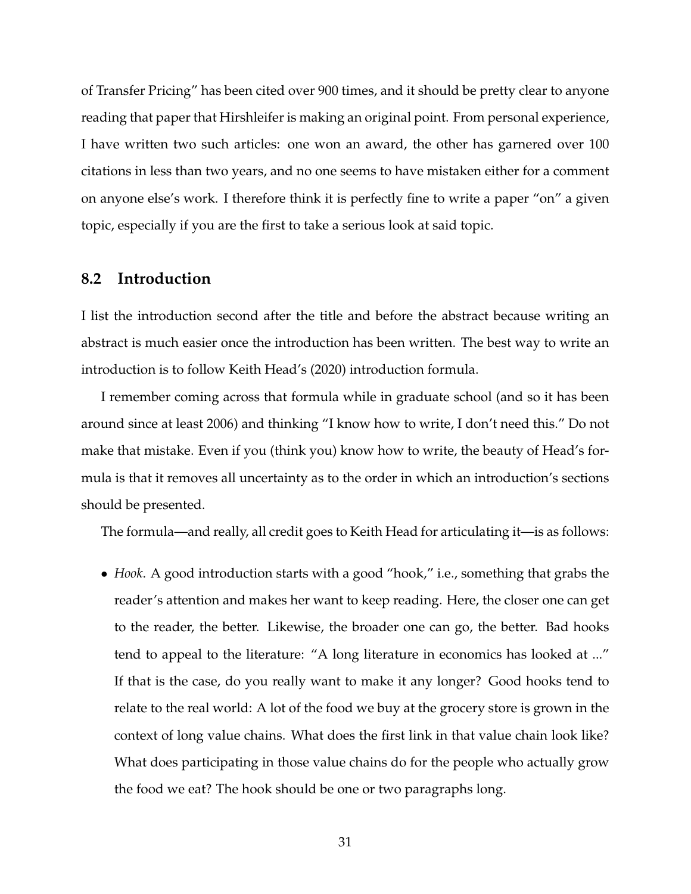of Transfer Pricing" has been cited over 900 times, and it should be pretty clear to anyone reading that paper that Hirshleifer is making an original point. From personal experience, I have written two such articles: one won an award, the other has garnered over 100 citations in less than two years, and no one seems to have mistaken either for a comment on anyone else's work. I therefore think it is perfectly fine to write a paper "on" a given topic, especially if you are the first to take a serious look at said topic.

## 8.2 Introduction

I list the introduction second after the title and before the abstract because writing an abstract is much easier once the introduction has been written. The best way to write an introduction is to follow Keith Head's (2020) introduction formula.

I remember coming across that formula while in graduate school (and so it has been around since at least 2006) and thinking "I know how to write, I don't need this." Do not make that mistake. Even if you (think you) know how to write, the beauty of Head's formula is that it removes all uncertainty as to the order in which an introduction's sections should be presented.

The formula—and really, all credit goes to Keith Head for articulating it—is as follows:

- *Hook*. A good introduction starts with a good "hook," i.e., something that grabs the reader's attention and makes her want to keep reading. Here, the closer one can get to the reader, the better. Likewise, the broader one can go, the better. Bad hooks tend to appeal to the literature: "A long literature in economics has looked at ..." If that is the case, do you really want to make it any longer? Good hooks tend to relate to the real world: A lot of the food we buy at the grocery store is grown in the context of long value chains. What does the first link in that value chain look like? What does participating in those value chains do for the people who actually grow the food we eat? The hook should be one or two paragraphs long.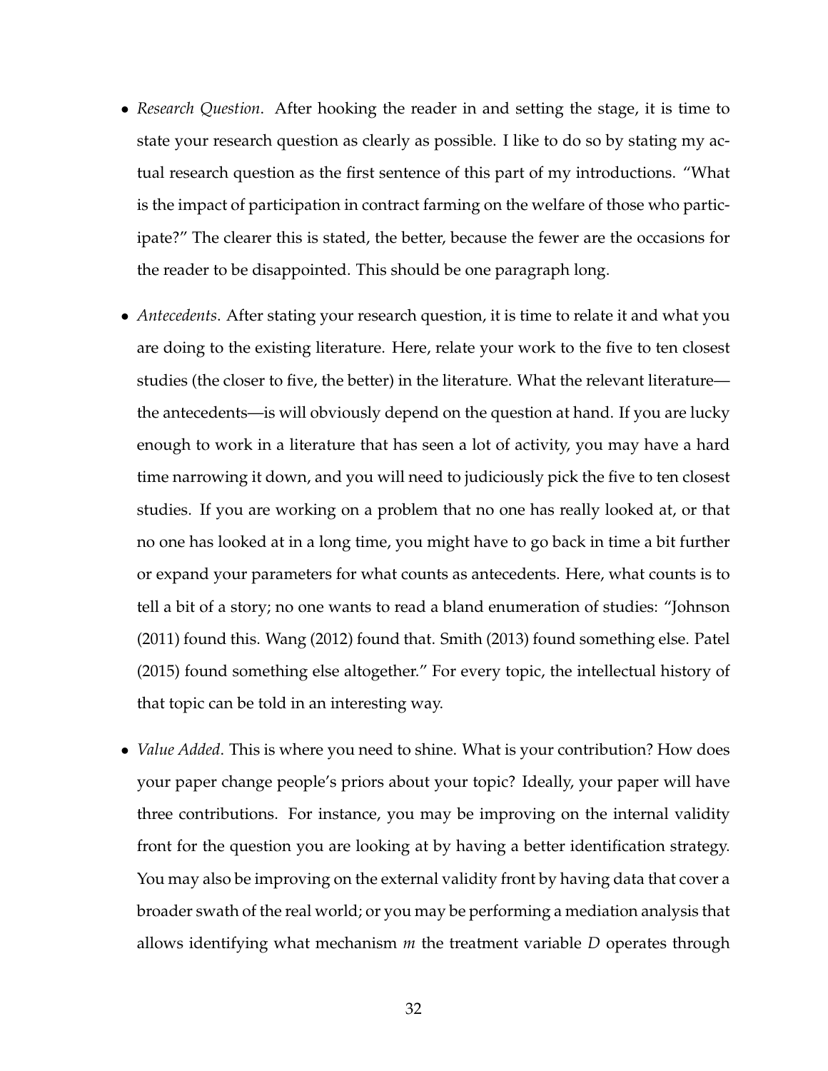- *Research Question*. After hooking the reader in and setting the stage, it is time to state your research question as clearly as possible. I like to do so by stating my actual research question as the first sentence of this part of my introductions. "What is the impact of participation in contract farming on the welfare of those who participate?" The clearer this is stated, the better, because the fewer are the occasions for the reader to be disappointed. This should be one paragraph long.

- *Antecedents*. After stating your research question, it is time to relate it and what you are doing to the existing literature. Here, relate your work to the five to ten closest studies (the closer to five, the better) in the literature. What the relevant literature—the antecedents—is will obviously depend on the question at hand. If you are lucky enough to work in a literature that has seen a lot of activity, you may have a hard time narrowing it down, and you will need to judiciously pick the five to ten closest studies. If you are working on a problem that no one has really looked at, or that no one has looked at in a long time, you might have to go back in time a bit further or expand your parameters for what counts as antecedents. Here, what counts is to tell a bit of a story; no one wants to read a bland enumeration of studies: "Johnson (2011) found this. Wang (2012) found that. Smith (2013) found something else. Patel (2015) found something else altogether." For every topic, the intellectual history of that topic can be told in an interesting way.

- *Value Added*. This is where you need to shine. What is your contribution? How does your paper change people's priors about your topic? Ideally, your paper will have three contributions. For instance, you may be improving on the internal validity front for the question you are looking at by having a better identification strategy. You may also be improving on the external validity front by having data that cover a broader swath of the real world; or you may be performing a mediation analysis that allows identifying what mechanism $m$ the treatment variable $D$ operates through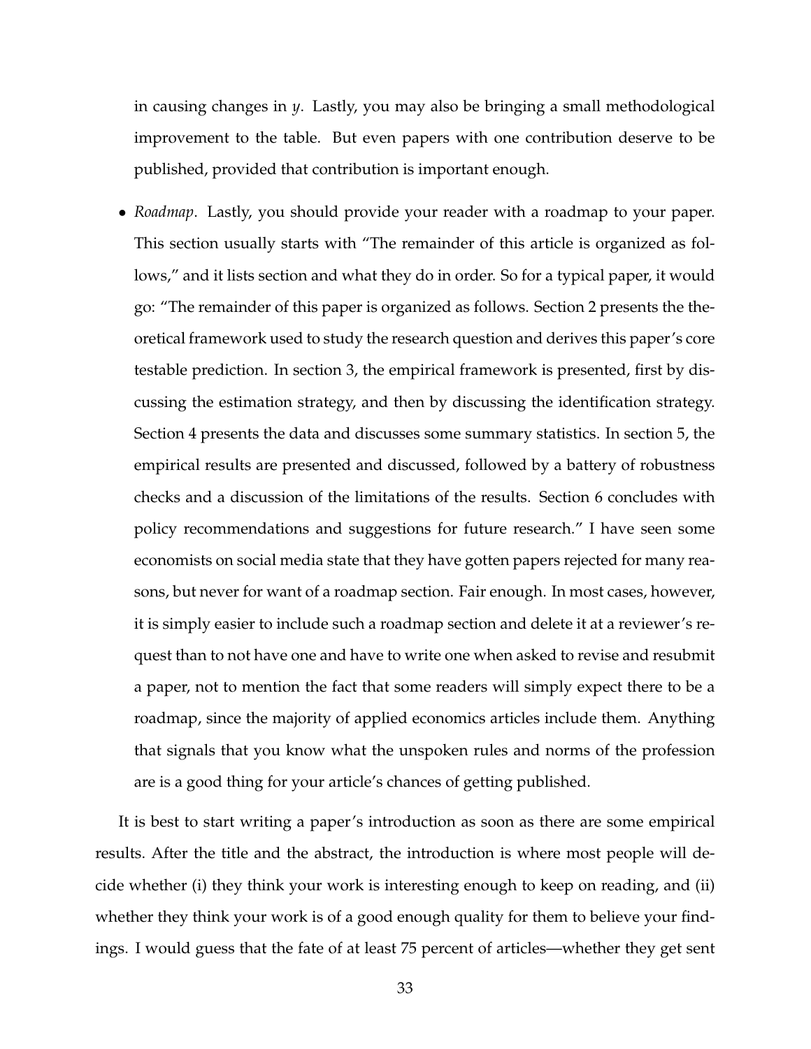in causing changes in $y$. Lastly, you may also be bringing a small methodological improvement to the table. But even papers with one contribution deserve to be published, provided that contribution is important enough.

- *Roadmap*. Lastly, you should provide your reader with a roadmap to your paper. This section usually starts with "The remainder of this article is organized as follows," and it lists section and what they do in order. So for a typical paper, it would go: "The remainder of this paper is organized as follows. Section 2 presents the theoretical framework used to study the research question and derives this paper's core testable prediction. In section 3, the empirical framework is presented, first by discussing the estimation strategy, and then by discussing the identification strategy. Section 4 presents the data and discusses some summary statistics. In section 5, the empirical results are presented and discussed, followed by a battery of robustness checks and a discussion of the limitations of the results. Section 6 concludes with policy recommendations and suggestions for future research." I have seen some economists on social media state that they have gotten papers rejected for many reasons, but never for want of a roadmap section. Fair enough. In most cases, however, it is simply easier to include such a roadmap section and delete it at a reviewer's request than to not have one and have to write one when asked to revise and resubmit a paper, not to mention the fact that some readers will simply expect there to be a roadmap, since the majority of applied economics articles include them. Anything that signals that you know what the unspoken rules and norms of the profession are is a good thing for your article's chances of getting published.

It is best to start writing a paper's introduction as soon as there are some empirical results. After the title and the abstract, the introduction is where most people will decide whether (i) they think your work is interesting enough to keep on reading, and (ii) whether they think your work is of a good enough quality for them to believe your findings. I would guess that the fate of at least 75 percent of articles—whether they get sent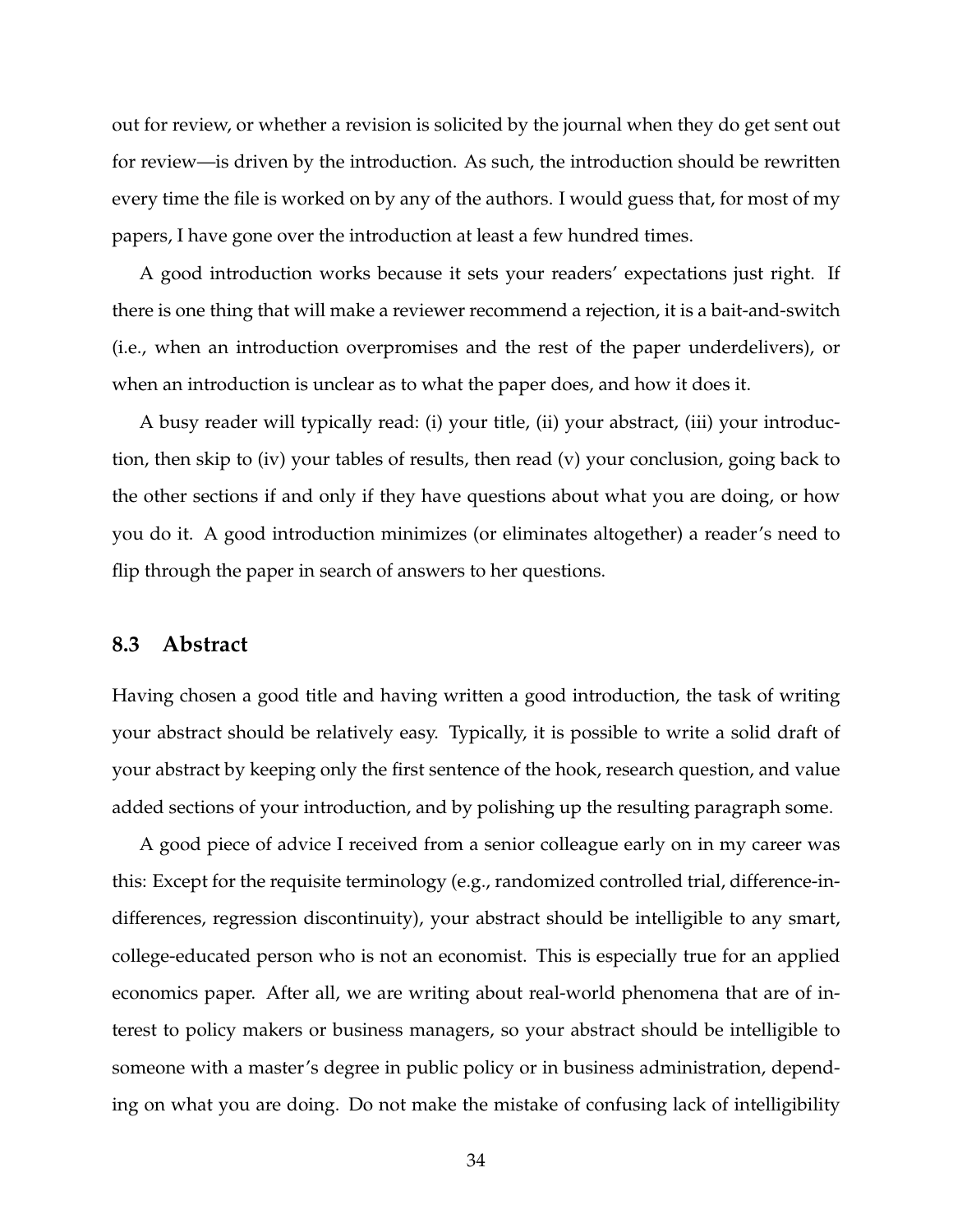out for review, or whether a revision is solicited by the journal when they do get sent out for review—is driven by the introduction. As such, the introduction should be rewritten every time the file is worked on by any of the authors. I would guess that, for most of my papers, I have gone over the introduction at least a few hundred times.

A good introduction works because it sets your readers' expectations just right. If there is one thing that will make a reviewer recommend a rejection, it is a bait-and-switch (i.e., when an introduction overpromises and the rest of the paper underdelivers), or when an introduction is unclear as to what the paper does, and how it does it.

A busy reader will typically read: (i) your title, (ii) your abstract, (iii) your introduction, then skip to (iv) your tables of results, then read (v) your conclusion, going back to the other sections if and only if they have questions about what you are doing, or how you do it. A good introduction minimizes (or eliminates altogether) a reader's need to flip through the paper in search of answers to her questions.

## 8.3 Abstract

Having chosen a good title and having written a good introduction, the task of writing your abstract should be relatively easy. Typically, it is possible to write a solid draft of your abstract by keeping only the first sentence of the hook, research question, and value added sections of your introduction, and by polishing up the resulting paragraph some.

A good piece of advice I received from a senior colleague early on in my career was this: Except for the requisite terminology (e.g., randomized controlled trial, difference-in-differences, regression discontinuity), your abstract should be intelligible to any smart, college-educated person who is not an economist. This is especially true for an applied economics paper. After all, we are writing about real-world phenomena that are of interest to policy makers or business managers, so your abstract should be intelligible to someone with a master's degree in public policy or in business administration, depending on what you are doing. Do not make the mistake of confusing lack of intelligibility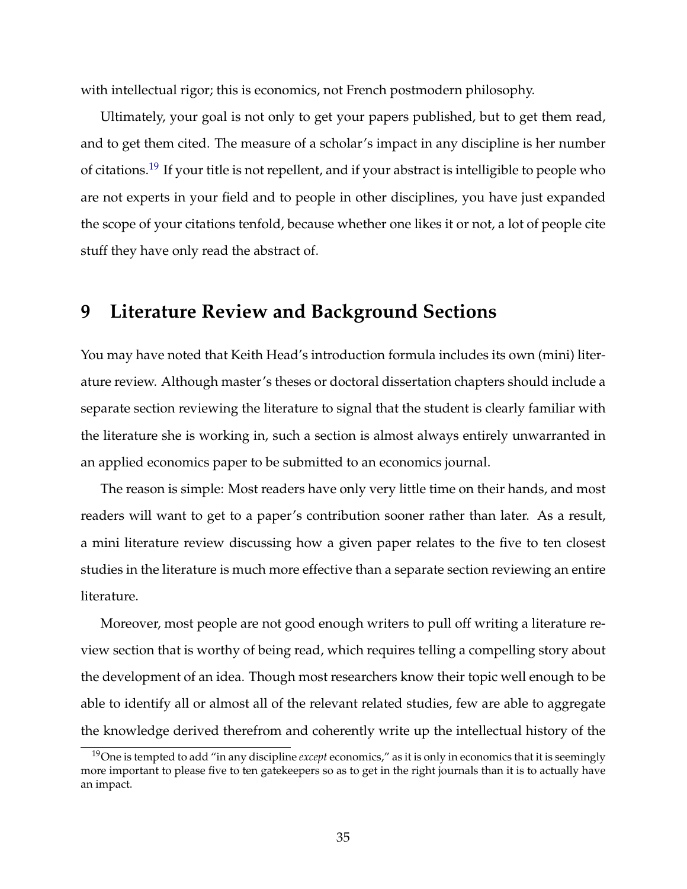with intellectual rigor; this is economics, not French postmodern philosophy.

Ultimately, your goal is not only to get your papers published, but to get them read, and to get them cited. The measure of a scholar's impact in any discipline is her number of citations.[19] If your title is not repellent, and if your abstract is intelligible to people who are not experts in your field and to people in other disciplines, you have just expanded the scope of your citations tenfold, because whether one likes it or not, a lot of people cite stuff they have only read the abstract of.

# 9 Literature Review and Background Sections

You may have noted that Keith Head's introduction formula includes its own (mini) literature review. Although master's theses or doctoral dissertation chapters should include a separate section reviewing the literature to signal that the student is clearly familiar with the literature she is working in, such a section is almost always entirely unwarranted in an applied economics paper to be submitted to an economics journal.

The reason is simple: Most readers have only very little time on their hands, and most readers will want to get to a paper's contribution sooner rather than later. As a result, a mini literature review discussing how a given paper relates to the five to ten closest studies in the literature is much more effective than a separate section reviewing an entire literature.

Moreover, most people are not good enough writers to pull off writing a literature review section that is worthy of being read, which requires telling a compelling story about the development of an idea. Though most researchers know their topic well enough to be able to identify all or almost all of the relevant related studies, few are able to aggregate the knowledge derived therefrom and coherently write up the intellectual history of the

[19] One is tempted to add "in any discipline *except* economics," as it is only in economics that it is seemingly more important to please five to ten gatekeepers so as to get in the right journals than it is to actually have an impact.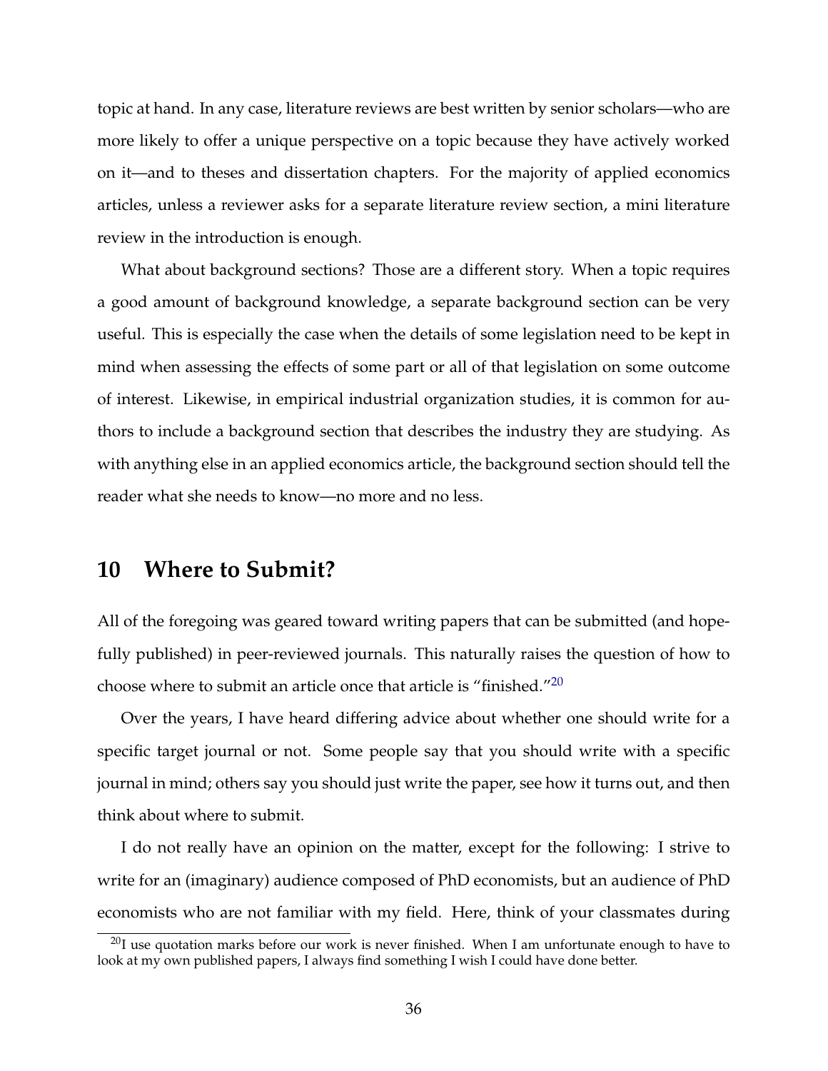topic at hand. In any case, literature reviews are best written by senior scholars—who are more likely to offer a unique perspective on a topic because they have actively worked on it—and to theses and dissertation chapters. For the majority of applied economics articles, unless a reviewer asks for a separate literature review section, a mini literature review in the introduction is enough.

What about background sections? Those are a different story. When a topic requires a good amount of background knowledge, a separate background section can be very useful. This is especially the case when the details of some legislation need to be kept in mind when assessing the effects of some part or all of that legislation on some outcome of interest. Likewise, in empirical industrial organization studies, it is common for authors to include a background section that describes the industry they are studying. As with anything else in an applied economics article, the background section should tell the reader what she needs to know—no more and no less.

## 10 Where to Submit?

All of the foregoing was geared toward writing papers that can be submitted (and hopefully published) in peer-reviewed journals. This naturally raises the question of how to choose where to submit an article once that article is "finished."[20]

Over the years, I have heard differing advice about whether one should write for a specific target journal or not. Some people say that you should write with a specific journal in mind; others say you should just write the paper, see how it turns out, and then think about where to submit.

I do not really have an opinion on the matter, except for the following: I strive to write for an (imaginary) audience composed of PhD economists, but an audience of PhD economists who are not familiar with my field. Here, think of your classmates during

[20] I use quotation marks before our work is never finished. When I am unfortunate enough to have to look at my own published papers, I always find something I wish I could have done better.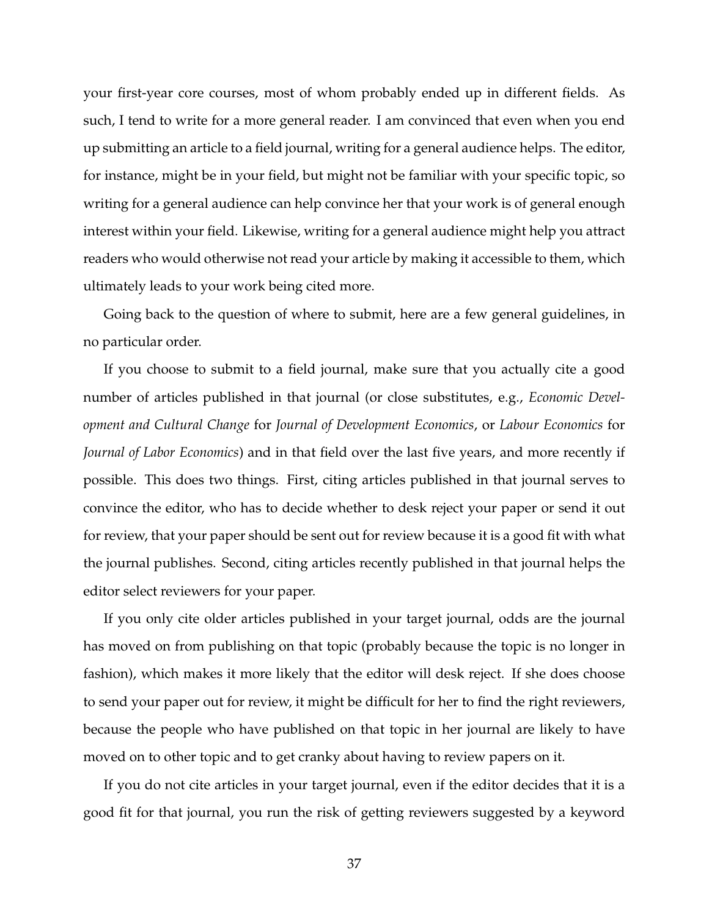your first-year core courses, most of whom probably ended up in different fields. As such, I tend to write for a more general reader. I am convinced that even when you end up submitting an article to a field journal, writing for a general audience helps. The editor, for instance, might be in your field, but might not be familiar with your specific topic, so writing for a general audience can help convince her that your work is of general enough interest within your field. Likewise, writing for a general audience might help you attract readers who would otherwise not read your article by making it accessible to them, which ultimately leads to your work being cited more.

Going back to the question of where to submit, here are a few general guidelines, in no particular order.

If you choose to submit to a field journal, make sure that you actually cite a good number of articles published in that journal (or close substitutes, e.g., *Economic Development and Cultural Change* for *Journal of Development Economics*, or *Labour Economics* for *Journal of Labor Economics*) and in that field over the last five years, and more recently if possible. This does two things. First, citing articles published in that journal serves to convince the editor, who has to decide whether to desk reject your paper or send it out for review, that your paper should be sent out for review because it is a good fit with what the journal publishes. Second, citing articles recently published in that journal helps the editor select reviewers for your paper.

If you only cite older articles published in your target journal, odds are the journal has moved on from publishing on that topic (probably because the topic is no longer in fashion), which makes it more likely that the editor will desk reject. If she does choose to send your paper out for review, it might be difficult for her to find the right reviewers, because the people who have published on that topic in her journal are likely to have moved on to other topic and to get cranky about having to review papers on it.

If you do not cite articles in your target journal, even if the editor decides that it is a good fit for that journal, you run the risk of getting reviewers suggested by a keyword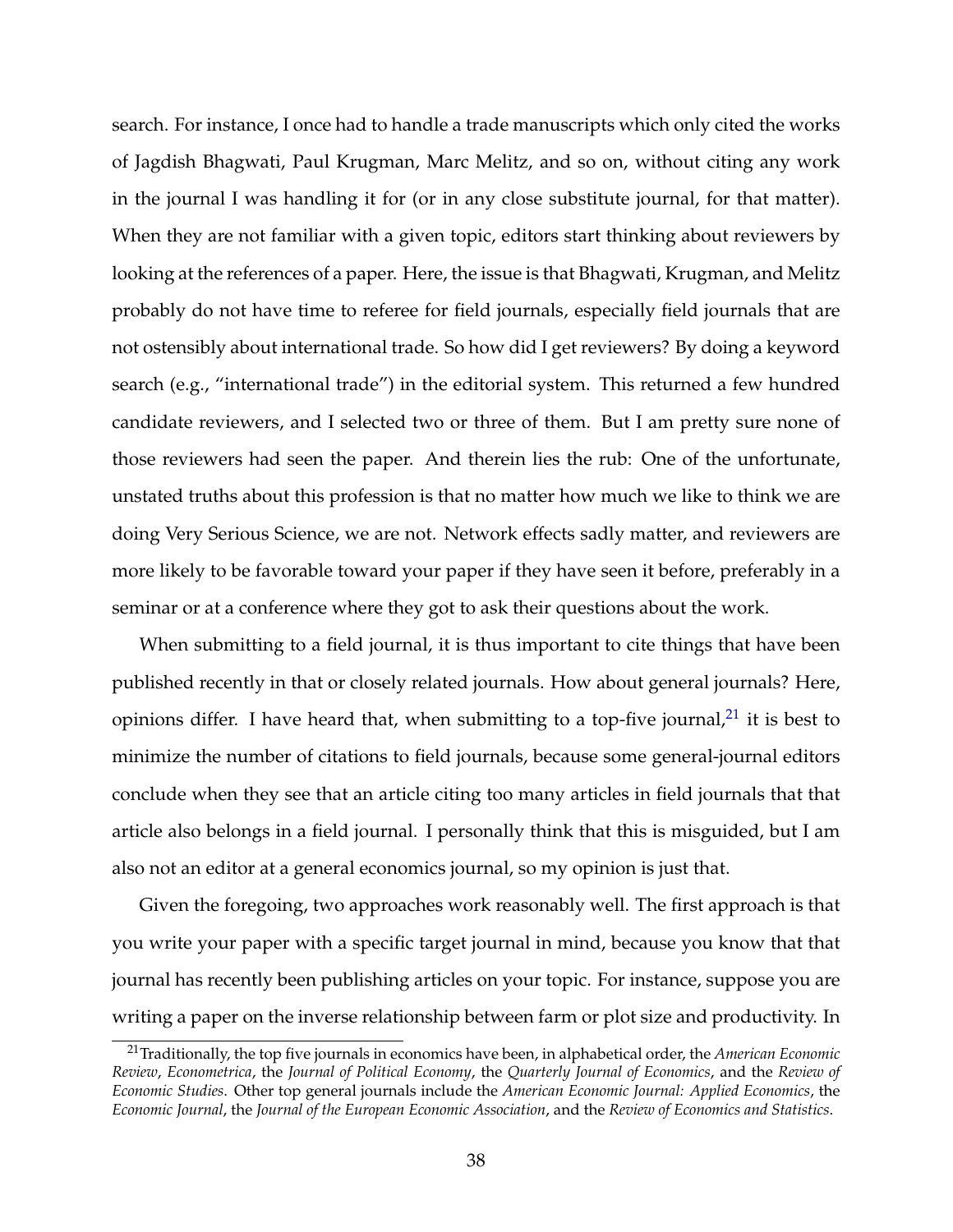search. For instance, I once had to handle a trade manuscripts which only cited the works of Jagdish Bhagwati, Paul Krugman, Marc Melitz, and so on, without citing any work in the journal I was handling it for (or in any close substitute journal, for that matter). When they are not familiar with a given topic, editors start thinking about reviewers by looking at the references of a paper. Here, the issue is that Bhagwati, Krugman, and Melitz probably do not have time to referee for field journals, especially field journals that are not ostensibly about international trade. So how did I get reviewers? By doing a keyword search (e.g., "international trade") in the editorial system. This returned a few hundred candidate reviewers, and I selected two or three of them. But I am pretty sure none of those reviewers had seen the paper. And therein lies the rub: One of the unfortunate, unstated truths about this profession is that no matter how much we like to think we are doing Very Serious Science, we are not. Network effects sadly matter, and reviewers are more likely to be favorable toward your paper if they have seen it before, preferably in a seminar or at a conference where they got to ask their questions about the work.

When submitting to a field journal, it is thus important to cite things that have been published recently in that or closely related journals. How about general journals? Here, opinions differ. I have heard that, when submitting to a top-five journal,[21] it is best to minimize the number of citations to field journals, because some general-journal editors conclude when they see that an article citing too many articles in field journals that that article also belongs in a field journal. I personally think that this is misguided, but I am also not an editor at a general economics journal, so my opinion is just that.

Given the foregoing, two approaches work reasonably well. The first approach is that you write your paper with a specific target journal in mind, because you know that that journal has recently been publishing articles on your topic. For instance, suppose you are writing a paper on the inverse relationship between farm or plot size and productivity. In

[21] Traditionally, the top five journals in economics have been, in alphabetical order, the *American Economic Review*, *Econometrica*, the *Journal of Political Economy*, the *Quarterly Journal of Economics*, and the *Review of Economic Studies*. Other top general journals include the *American Economic Journal: Applied Economics*, the *Economic Journal*, the *Journal of the European Economic Association*, and the *Review of Economics and Statistics*.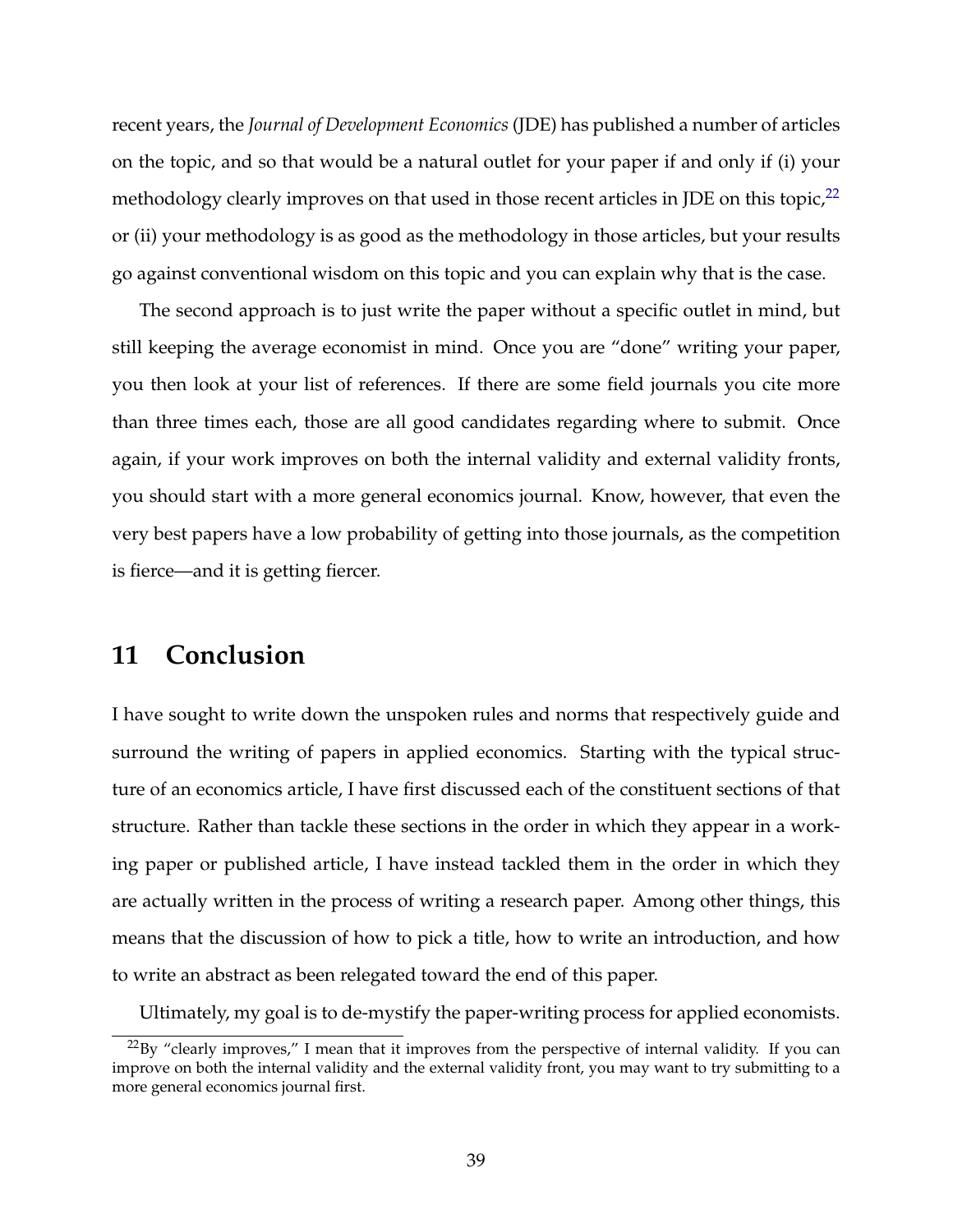recent years, the *Journal of Development Economics* (JDE) has published a number of articles on the topic, and so that would be a natural outlet for your paper if and only if (i) your methodology clearly improves on that used in those recent articles in JDE on this topic,[22] or (ii) your methodology is as good as the methodology in those articles, but your results go against conventional wisdom on this topic and you can explain why that is the case.

The second approach is to just write the paper without a specific outlet in mind, but still keeping the average economist in mind. Once you are "done" writing your paper, you then look at your list of references. If there are some field journals you cite more than three times each, those are all good candidates regarding where to submit. Once again, if your work improves on both the internal validity and external validity fronts, you should start with a more general economics journal. Know, however, that even the very best papers have a low probability of getting into those journals, as the competition is fierce—and it is getting fiercer.

## 11 Conclusion

I have sought to write down the unspoken rules and norms that respectively guide and surround the writing of papers in applied economics. Starting with the typical structure of an economics article, I have first discussed each of the constituent sections of that structure. Rather than tackle these sections in the order in which they appear in a working paper or published article, I have instead tackled them in the order in which they are actually written in the process of writing a research paper. Among other things, this means that the discussion of how to pick a title, how to write an introduction, and how to write an abstract as been relegated toward the end of this paper.

Ultimately, my goal is to de-mystify the paper-writing process for applied economists.

[22] By "clearly improves," I mean that it improves from the perspective of internal validity. If you can improve on both the internal validity and the external validity front, you may want to try submitting to a more general economics journal first.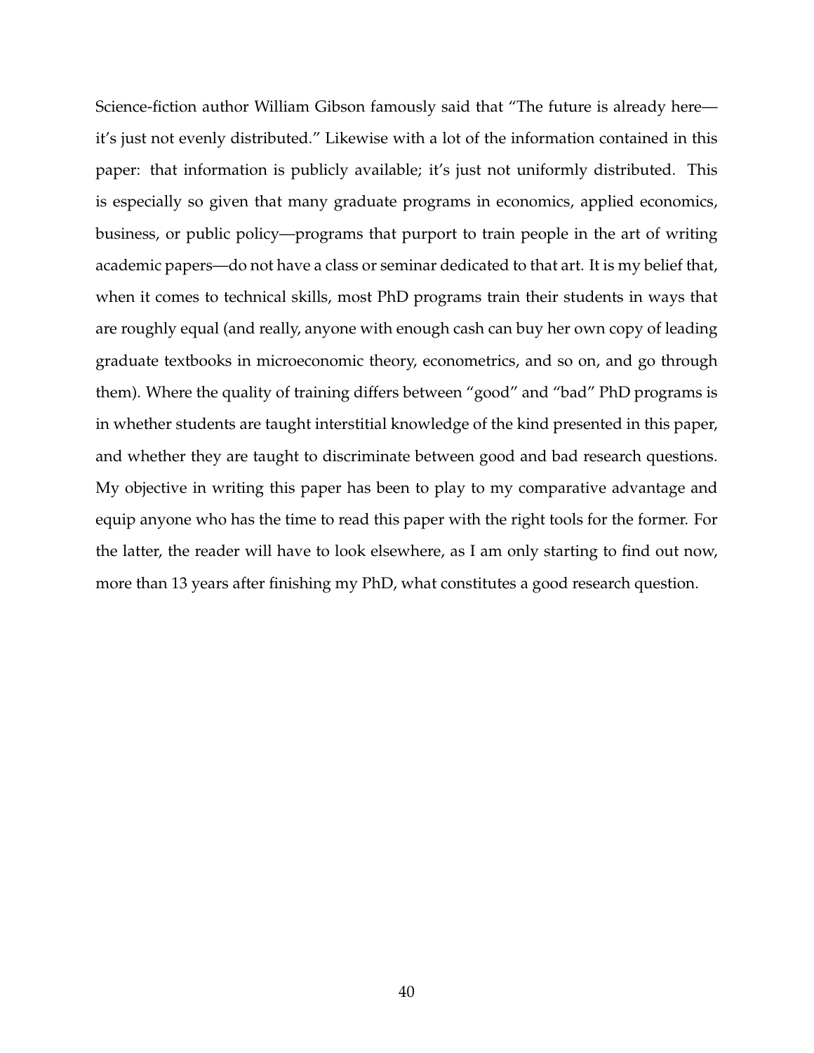Science-fiction author William Gibson famously said that “The future is already here—it’s just not evenly distributed.” Likewise with a lot of the information contained in this paper: that information is publicly available; it’s just not uniformly distributed. This is especially so given that many graduate programs in economics, applied economics, business, or public policy—programs that purport to train people in the art of writing academic papers—do not have a class or seminar dedicated to that art. It is my belief that, when it comes to technical skills, most PhD programs train their students in ways that are roughly equal (and really, anyone with enough cash can buy her own copy of leading graduate textbooks in microeconomic theory, econometrics, and so on, and go through them). Where the quality of training differs between “good” and “bad” PhD programs is in whether students are taught interstitial knowledge of the kind presented in this paper, and whether they are taught to discriminate between good and bad research questions. My objective in writing this paper has been to play to my comparative advantage and equip anyone who has the time to read this paper with the right tools for the former. For the latter, the reader will have to look elsewhere, as I am only starting to find out now, more than 13 years after finishing my PhD, what constitutes a good research question.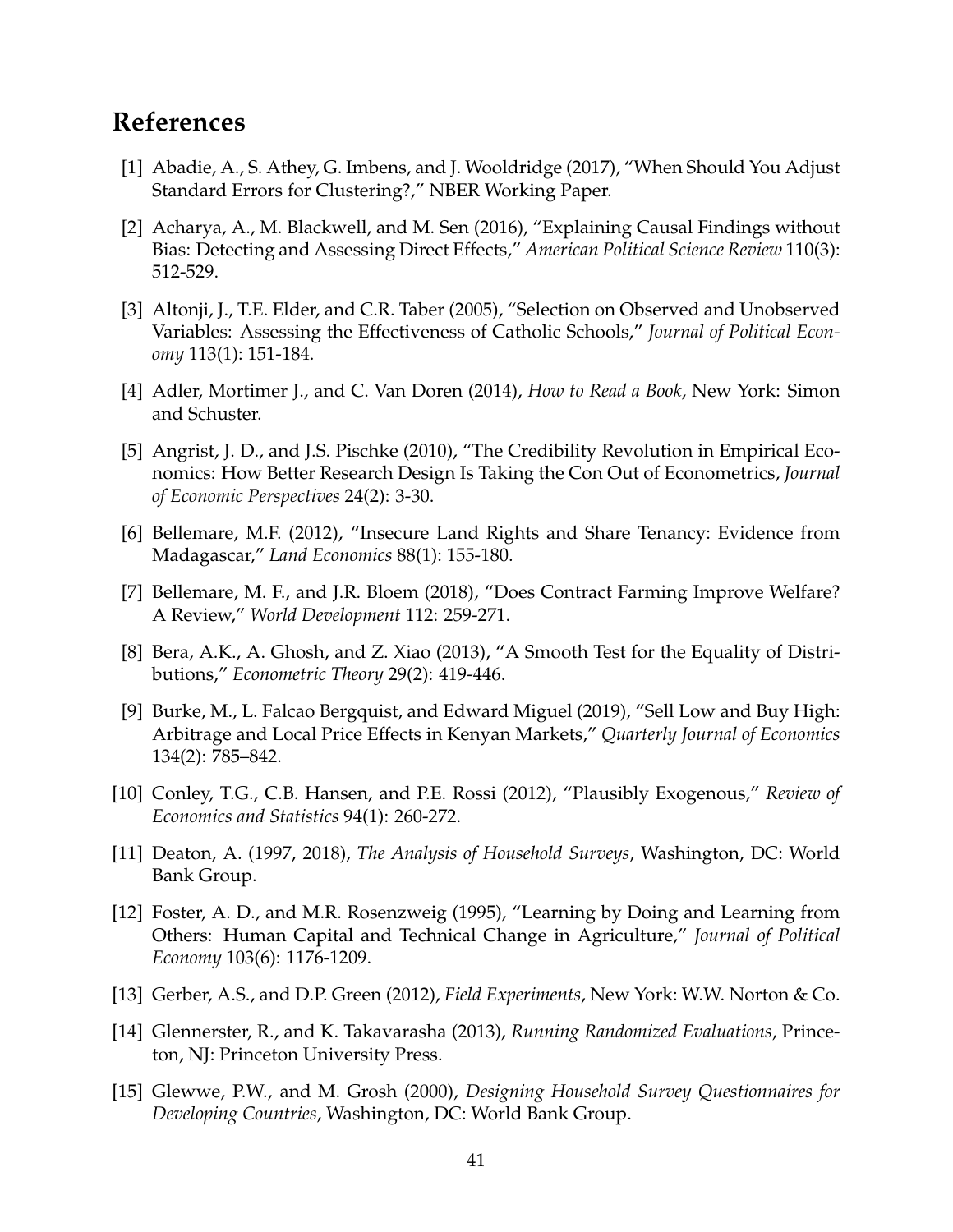# References

[1] Abadie, A., S. Athey, G. Imbens, and J. Wooldridge (2017), "When Should You Adjust Standard Errors for Clustering?," NBER Working Paper.

[2] Acharya, A., M. Blackwell, and M. Sen (2016), "Explaining Causal Findings without Bias: Detecting and Assessing Direct Effects," *American Political Science Review* 110(3): 512-529.

[3] Altonji, J., T.E. Elder, and C.R. Taber (2005), "Selection on Observed and Unobserved Variables: Assessing the Effectiveness of Catholic Schools," *Journal of Political Economy* 113(1): 151-184.

[4] Adler, Mortimer J., and C. Van Doren (2014), *How to Read a Book*, New York: Simon and Schuster.

[5] Angrist, J. D., and J.S. Pischke (2010), "The Credibility Revolution in Empirical Economics: How Better Research Design Is Taking the Con Out of Econometrics, *Journal of Economic Perspectives* 24(2): 3-30.

[6] Bellemare, M.F. (2012), "Insecure Land Rights and Share Tenancy: Evidence from Madagascar," *Land Economics* 88(1): 155-180.

[7] Bellemare, M. F., and J.R. Bloem (2018), "Does Contract Farming Improve Welfare? A Review," *World Development* 112: 259-271.

[8] Bera, A.K., A. Ghosh, and Z. Xiao (2013), "A Smooth Test for the Equality of Distributions," *Econometric Theory* 29(2): 419-446.

[9] Burke, M., L. Falcao Bergquist, and Edward Miguel (2019), "Sell Low and Buy High: Arbitrage and Local Price Effects in Kenyan Markets," *Quarterly Journal of Economics* 134(2): 785–842.

[10] Conley, T.G., C.B. Hansen, and P.E. Rossi (2012), "Plausibly Exogenous," *Review of Economics and Statistics* 94(1): 260-272.

[11] Deaton, A. (1997, 2018), *The Analysis of Household Surveys*, Washington, DC: World Bank Group.

[12] Foster, A. D., and M.R. Rosenzweig (1995), "Learning by Doing and Learning from Others: Human Capital and Technical Change in Agriculture," *Journal of Political Economy* 103(6): 1176-1209.

[13] Gerber, A.S., and D.P. Green (2012), *Field Experiments*, New York: W.W. Norton & Co.

[14] Glennerster, R., and K. Takavarasha (2013), *Running Randomized Evaluations*, Princeton, NJ: Princeton University Press.

[15] Glewwe, P.W., and M. Grosh (2000), *Designing Household Survey Questionnaires for Developing Countries*, Washington, DC: World Bank Group.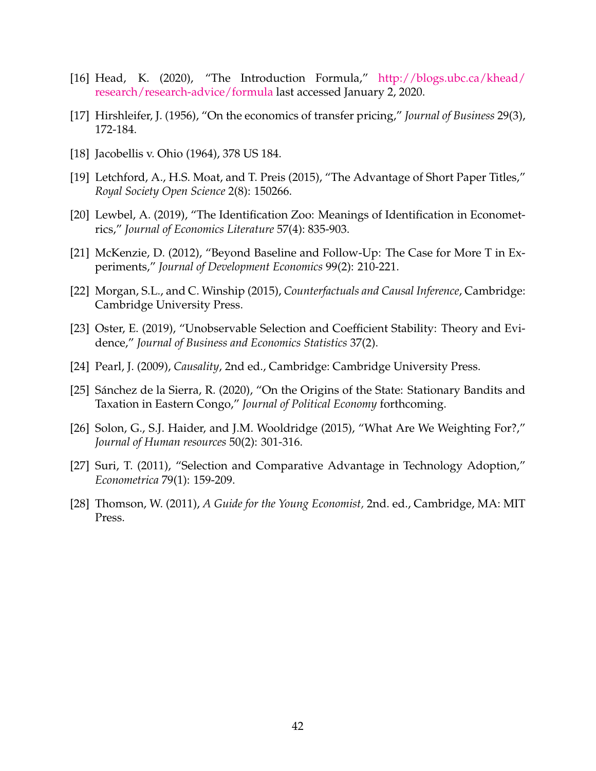[16] Head, K. (2020), "The Introduction Formula," http://blogs.ubc.ca/khead/research/research-advice/formula last accessed January 2, 2020.

[17] Hirshleifer, J. (1956), "On the economics of transfer pricing," *Journal of Business* 29(3), 172-184.

[18] Jacobellis v. Ohio (1964), 378 US 184.

[19] Letchford, A., H.S. Moat, and T. Preis (2015), "The Advantage of Short Paper Titles," *Royal Society Open Science* 2(8): 150266.

[20] Lewbel, A. (2019), "The Identification Zoo: Meanings of Identification in Econometrics," *Journal of Economics Literature* 57(4): 835-903.

[21] McKenzie, D. (2012), "Beyond Baseline and Follow-Up: The Case for More T in Experiments," *Journal of Development Economics* 99(2): 210-221.

[22] Morgan, S.L., and C. Winship (2015), *Counterfactuals and Causal Inference*, Cambridge: Cambridge University Press.

[23] Oster, E. (2019), "Unobservable Selection and Coefficient Stability: Theory and Evidence," *Journal of Business and Economics Statistics* 37(2).

[24] Pearl, J. (2009), *Causality*, 2nd ed., Cambridge: Cambridge University Press.

[25] Sánchez de la Sierra, R. (2020), "On the Origins of the State: Stationary Bandits and Taxation in Eastern Congo," *Journal of Political Economy* forthcoming.

[26] Solon, G., S.J. Haider, and J.M. Wooldridge (2015), "What Are We Weighting For?," *Journal of Human resources* 50(2): 301-316.

[27] Suri, T. (2011), "Selection and Comparative Advantage in Technology Adoption," *Econometrica* 79(1): 159-209.

[28] Thomson, W. (2011), *A Guide for the Young Economist*, 2nd. ed., Cambridge, MA: MIT Press.